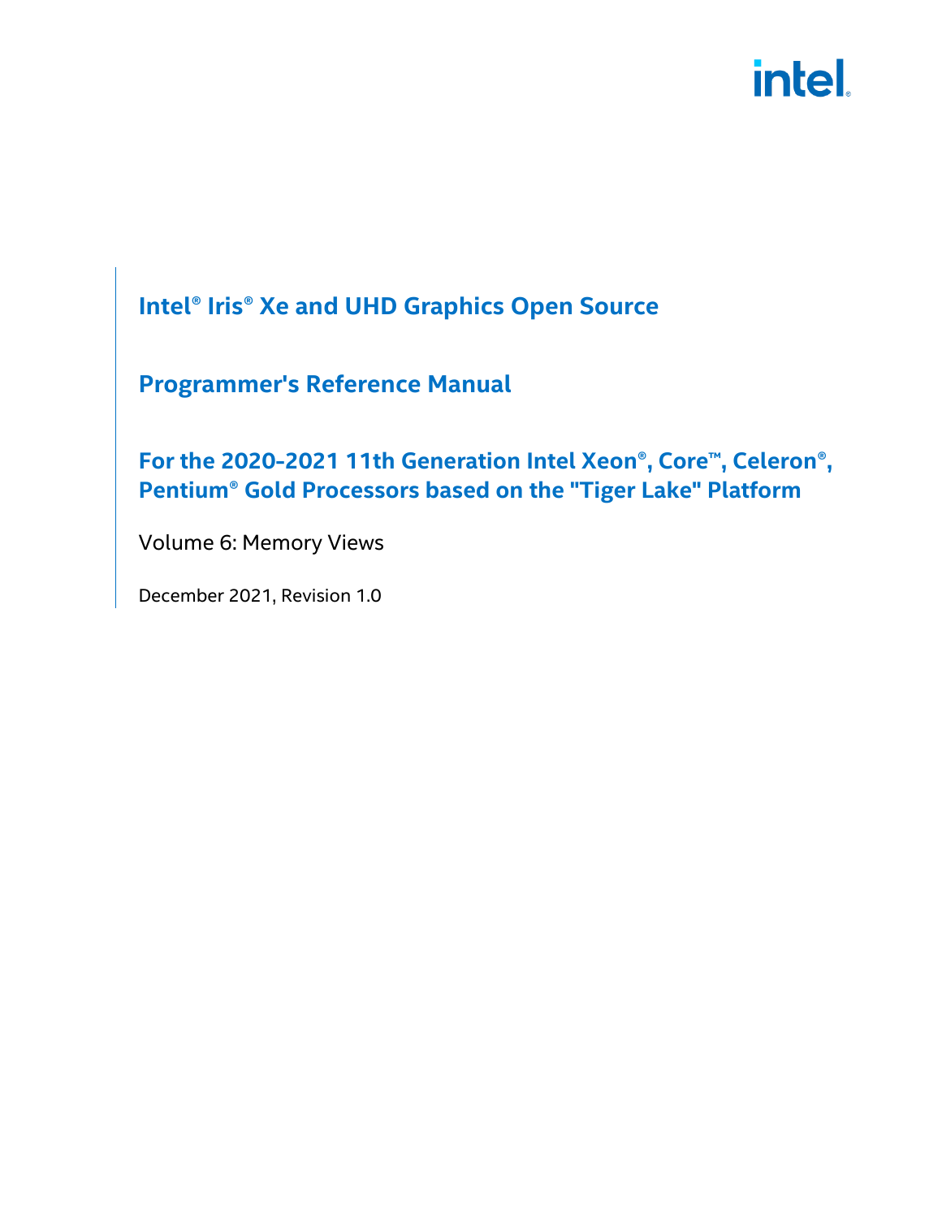# Intel® Iris® Xe and UHD Graphics Open Source

# Programmer's Reference Manual

## For the 2020-2021 11th Generation Intel Xeon®, Core™, Celeron®, Pentium® Gold Processors based on the "Tiger Lake" Platform

Volume 6: Memory Views

December 2021, Revision 1.0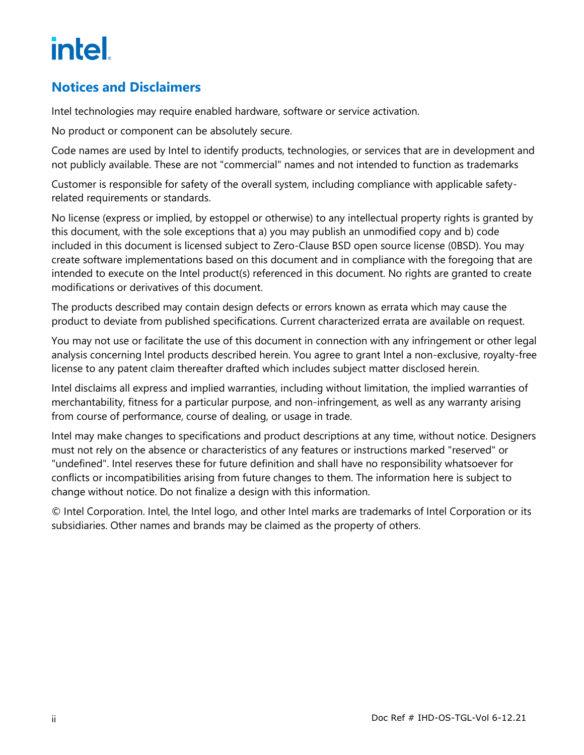## Notices and Disclaimers

Intel technologies may require enabled hardware, software or service activation.

No product or component can be absolutely secure.

Code names are used by Intel to identify products, technologies, or services that are in development and not publicly available. These are not "commercial" names and not intended to function as trademarks

Customer is responsible for safety of the overall system, including compliance with applicable safety-related requirements or standards.

No license (express or implied, by estoppel or otherwise) to any intellectual property rights is granted by this document, with the sole exceptions that a) you may publish an unmodified copy and b) code included in this document is licensed subject to Zero-Clause BSD open source license (0BSD). You may create software implementations based on this document and in compliance with the foregoing that are intended to execute on the Intel product(s) referenced in this document. No rights are granted to create modifications or derivatives of this document.

The products described may contain design defects or errors known as errata which may cause the product to deviate from published specifications. Current characterized errata are available on request.

You may not use or facilitate the use of this document in connection with any infringement or other legal analysis concerning Intel products described herein. You agree to grant Intel a non-exclusive, royalty-free license to any patent claim thereafter drafted which includes subject matter disclosed herein.

Intel disclaims all express and implied warranties, including without limitation, the implied warranties of merchantability, fitness for a particular purpose, and non-infringement, as well as any warranty arising from course of performance, course of dealing, or usage in trade.

Intel may make changes to specifications and product descriptions at any time, without notice. Designers must not rely on the absence or characteristics of any features or instructions marked "reserved" or "undefined". Intel reserves these for future definition and shall have no responsibility whatsoever for conflicts or incompatibilities arising from future changes to them. The information here is subject to change without notice. Do not finalize a design with this information.

© Intel Corporation. Intel, the Intel logo, and other Intel marks are trademarks of Intel Corporation or its subsidiaries. Other names and brands may be claimed as the property of others.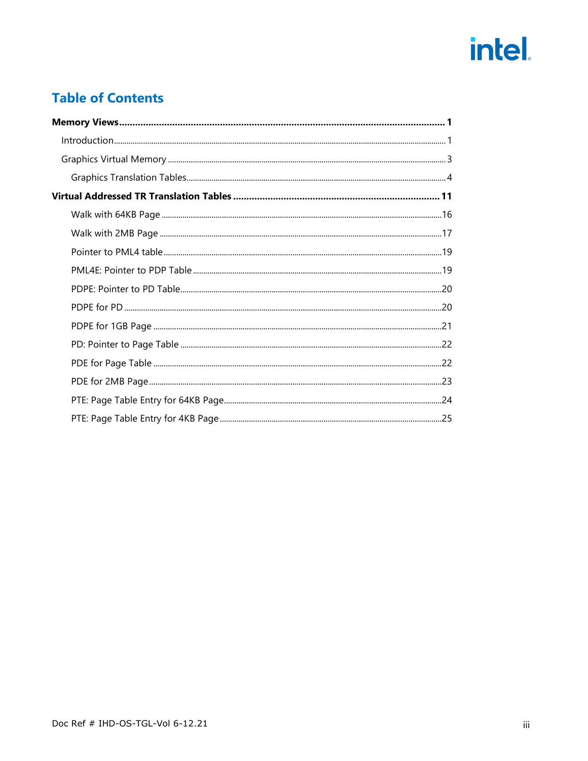# Table of Contents

**Memory Views** .......... **1**

- Introduction .......... 1
- Graphics Virtual Memory .......... 3
  - Graphics Translation Tables .......... 4

**Virtual Addressed TR Translation Tables** .......... **11**

- Walk with 64KB Page .......... 16
- Walk with 2MB Page .......... 17
- Pointer to PML4 table .......... 19
- PML4E: Pointer to PDP Table .......... 19
- PDPE: Pointer to PD Table .......... 20
- PDPE for PD .......... 20
- PDPE for 1GB Page .......... 21
- PD: Pointer to Page Table .......... 22
- PDE for Page Table .......... 22
- PDE for 2MB Page .......... 23
- PTE: Page Table Entry for 64KB Page .......... 24
- PTE: Page Table Entry for 4KB Page .......... 25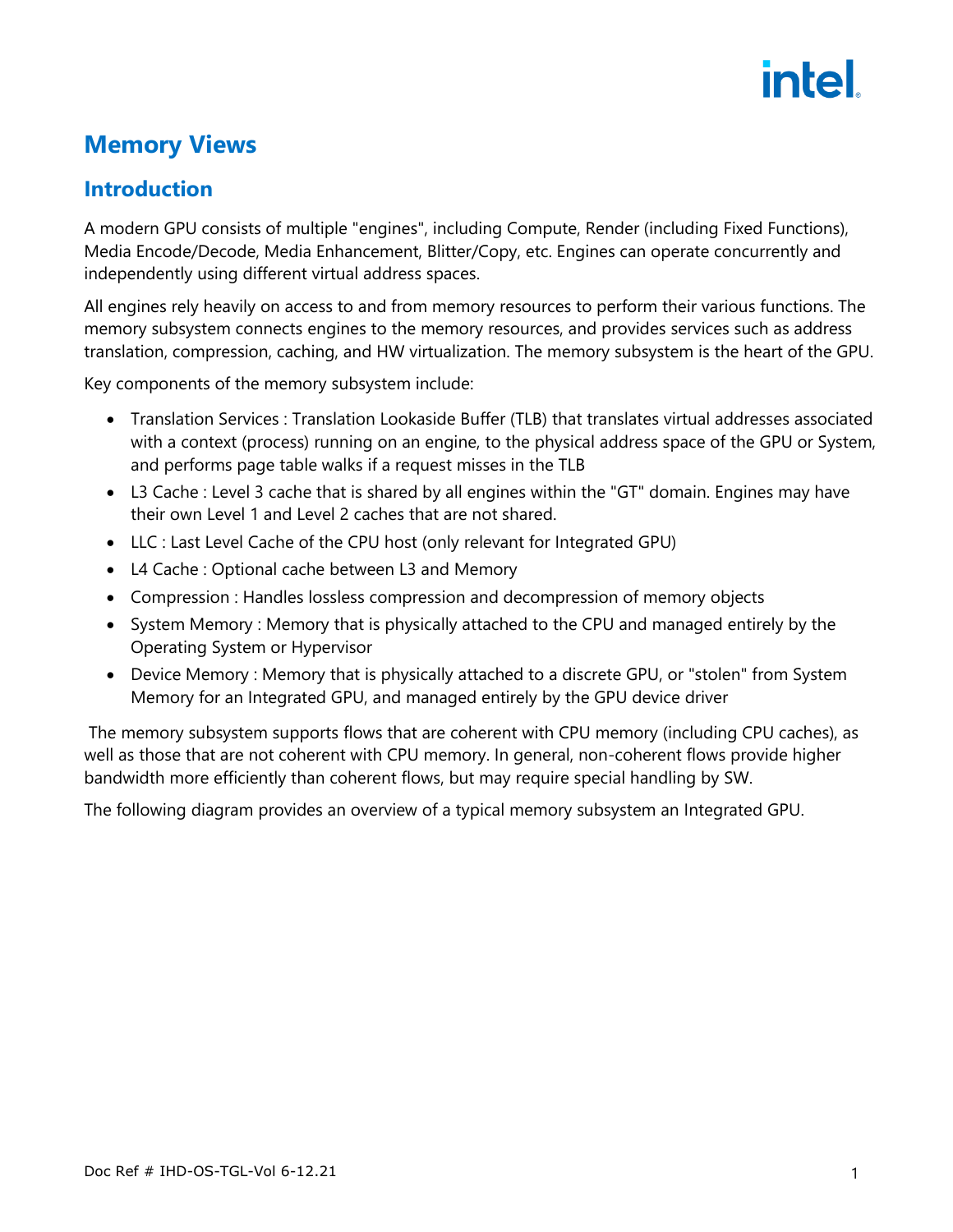# Memory Views

## Introduction

A modern GPU consists of multiple "engines", including Compute, Render (including Fixed Functions), Media Encode/Decode, Media Enhancement, Blitter/Copy, etc. Engines can operate concurrently and independently using different virtual address spaces.

All engines rely heavily on access to and from memory resources to perform their various functions. The memory subsystem connects engines to the memory resources, and provides services such as address translation, compression, caching, and HW virtualization. The memory subsystem is the heart of the GPU.

Key components of the memory subsystem include:

- Translation Services : Translation Lookaside Buffer (TLB) that translates virtual addresses associated with a context (process) running on an engine, to the physical address space of the GPU or System, and performs page table walks if a request misses in the TLB
- L3 Cache : Level 3 cache that is shared by all engines within the "GT" domain. Engines may have their own Level 1 and Level 2 caches that are not shared.
- LLC : Last Level Cache of the CPU host (only relevant for Integrated GPU)
- L4 Cache : Optional cache between L3 and Memory
- Compression : Handles lossless compression and decompression of memory objects
- System Memory : Memory that is physically attached to the CPU and managed entirely by the Operating System or Hypervisor
- Device Memory : Memory that is physically attached to a discrete GPU, or "stolen" from System Memory for an Integrated GPU, and managed entirely by the GPU device driver

The memory subsystem supports flows that are coherent with CPU memory (including CPU caches), as well as those that are not coherent with CPU memory. In general, non-coherent flows provide higher bandwidth more efficiently than coherent flows, but may require special handling by SW.

The following diagram provides an overview of a typical memory subsystem an Integrated GPU.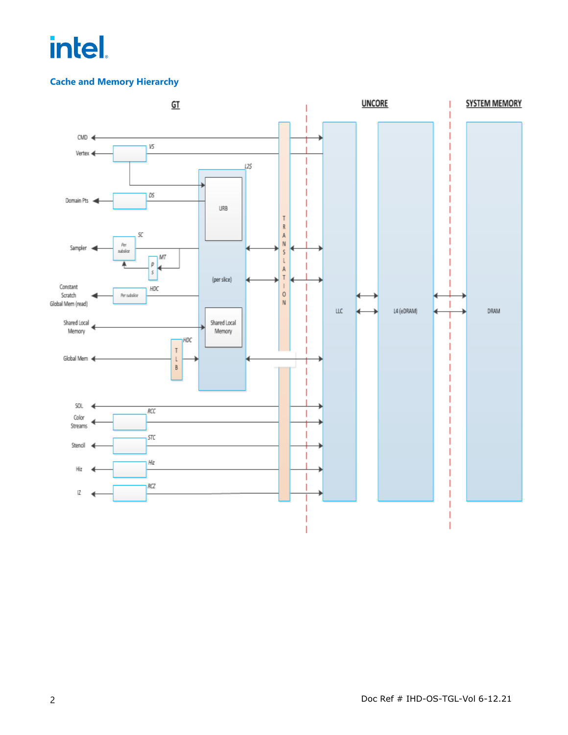## Cache and Memory Hierarchy

GT

UNCORE

SYSTEM MEMORY

CMD

Vertex

VS

L2$

URB

Domain Pts

DS

Sampler

SC

Per subslice

MT

P S

Constant Scratch Global Mem (read)

HDC

Per subslice

(per slice)

Shared Local Memory

Shared Local Memory

HDC

TLB

Global Mem

TRANSLATION

SOL

Color Streams

RCC

Stencil

STC

Hiz

Hiz

IZ

RCZ

LLC

L4 (eDRAM)

DRAM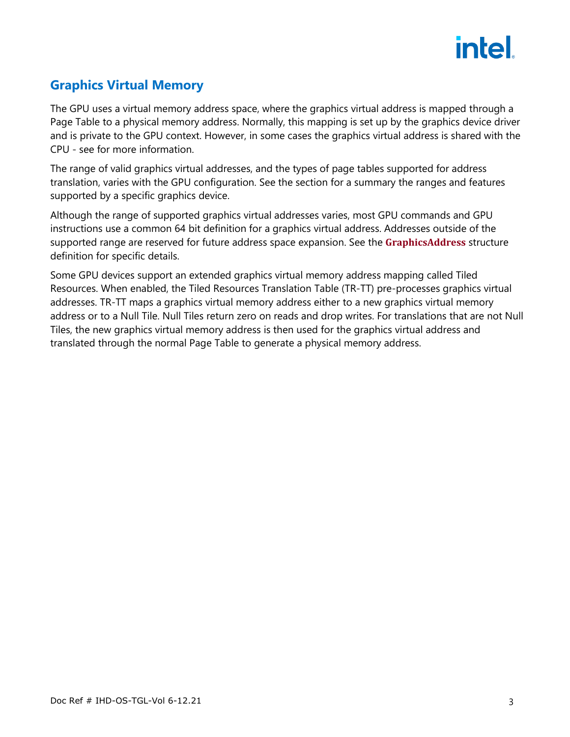## Graphics Virtual Memory

The GPU uses a virtual memory address space, where the graphics virtual address is mapped through a Page Table to a physical memory address. Normally, this mapping is set up by the graphics device driver and is private to the GPU context. However, in some cases the graphics virtual address is shared with the CPU - see for more information.

The range of valid graphics virtual addresses, and the types of page tables supported for address translation, varies with the GPU configuration. See the section for a summary the ranges and features supported by a specific graphics device.

Although the range of supported graphics virtual addresses varies, most GPU commands and GPU instructions use a common 64 bit definition for a graphics virtual address. Addresses outside of the supported range are reserved for future address space expansion. See the **GraphicsAddress** structure definition for specific details.

Some GPU devices support an extended graphics virtual memory address mapping called Tiled Resources. When enabled, the Tiled Resources Translation Table (TR-TT) pre-processes graphics virtual addresses. TR-TT maps a graphics virtual memory address either to a new graphics virtual memory address or to a Null Tile. Null Tiles return zero on reads and drop writes. For translations that are not Null Tiles, the new graphics virtual memory address is then used for the graphics virtual address and translated through the normal Page Table to generate a physical memory address.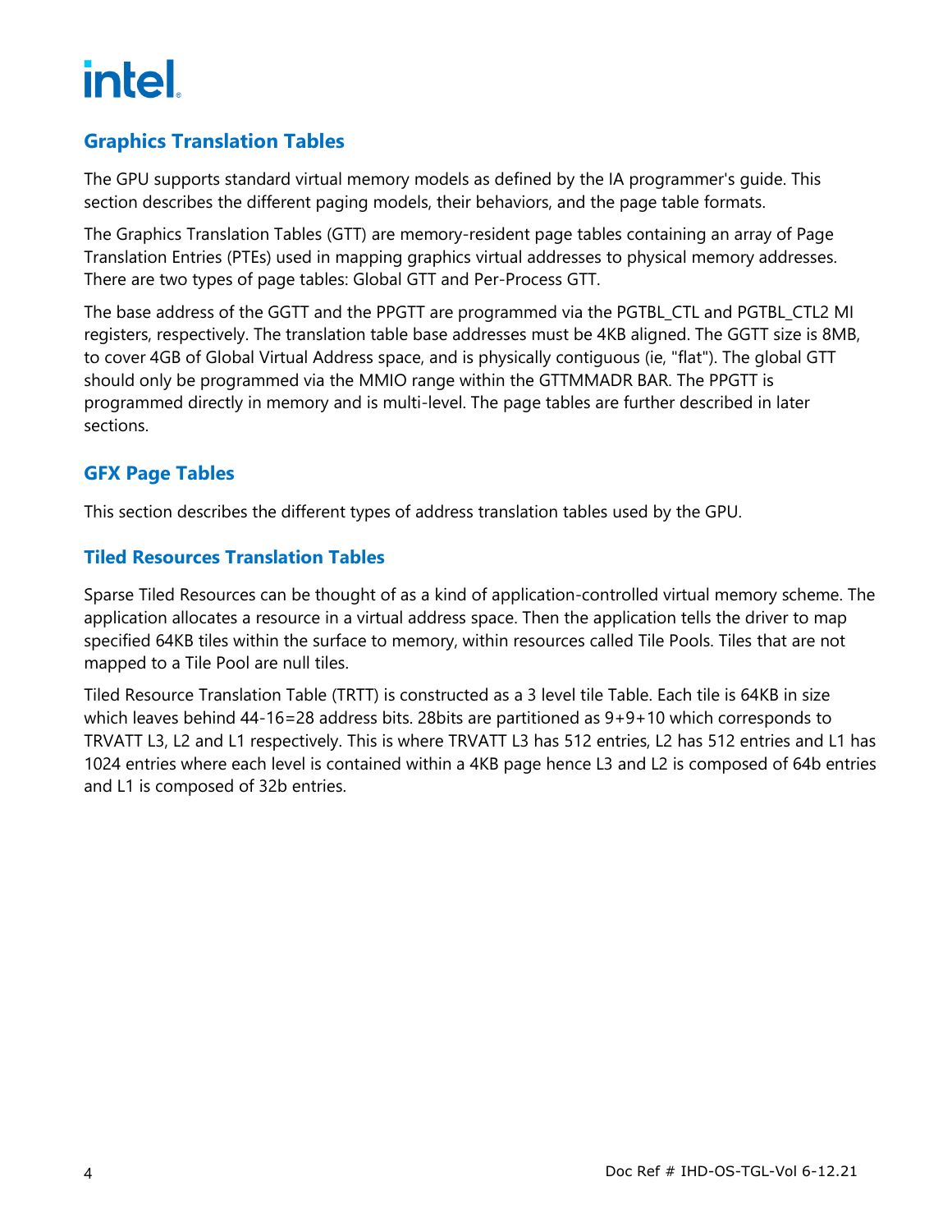## Graphics Translation Tables

The GPU supports standard virtual memory models as defined by the IA programmer's guide. This section describes the different paging models, their behaviors, and the page table formats.

The Graphics Translation Tables (GTT) are memory-resident page tables containing an array of Page Translation Entries (PTEs) used in mapping graphics virtual addresses to physical memory addresses. There are two types of page tables: Global GTT and Per-Process GTT.

The base address of the GGTT and the PPGTT are programmed via the PGTBL_CTL and PGTBL_CTL2 MI registers, respectively. The translation table base addresses must be 4KB aligned. The GGTT size is 8MB, to cover 4GB of Global Virtual Address space, and is physically contiguous (ie, "flat"). The global GTT should only be programmed via the MMIO range within the GTTMMADR BAR. The PPGTT is programmed directly in memory and is multi-level. The page tables are further described in later sections.

## GFX Page Tables

This section describes the different types of address translation tables used by the GPU.

## Tiled Resources Translation Tables

Sparse Tiled Resources can be thought of as a kind of application-controlled virtual memory scheme. The application allocates a resource in a virtual address space. Then the application tells the driver to map specified 64KB tiles within the surface to memory, within resources called Tile Pools. Tiles that are not mapped to a Tile Pool are null tiles.

Tiled Resource Translation Table (TRTT) is constructed as a 3 level tile Table. Each tile is 64KB in size which leaves behind 44-16=28 address bits. 28bits are partitioned as 9+9+10 which corresponds to TRVATT L3, L2 and L1 respectively. This is where TRVATT L3 has 512 entries, L2 has 512 entries and L1 has 1024 entries where each level is contained within a 4KB page hence L3 and L2 is composed of 64b entries and L1 is composed of 32b entries.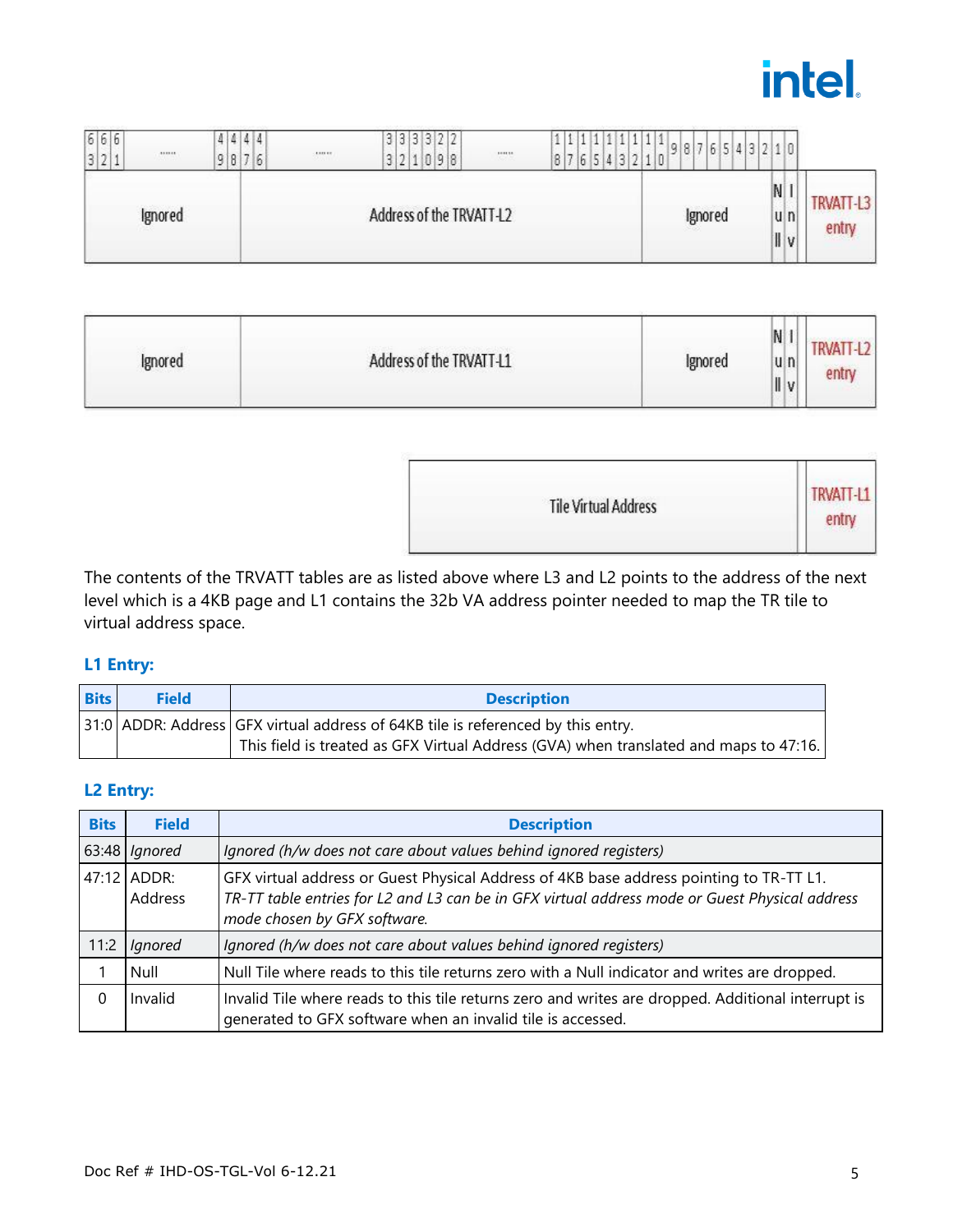| 63 62 61 | ...... | 49 48 47 46 | ...... | 33 32 31 30 29 28 | ...... | 18 17 16 15 14 13 12 11 10 | 9 8 7 6 5 4 3 2 | 1 | 0 | |
|---|---|---|---|---|---|---|---|---|---|---|
| Ignored | | Address of the TRVATT-L2 | | | | | Ignored | Null | Inv | TRVATT-L3 entry |
| Ignored | | Address of the TRVATT-L1 | | | | | Ignored | Null | Inv | TRVATT-L2 entry |
| | | | | Tile Virtual Address | | | | | | TRVATT-L1 entry |

The contents of the TRVATT tables are as listed above where L3 and L2 points to the address of the next level which is a 4KB page and L1 contains the 32b VA address pointer needed to map the TR tile to virtual address space.

### L1 Entry:

| Bits | Field | Description |
|---|---|---|
| 31:0 | ADDR: Address | GFX virtual address of 64KB tile is referenced by this entry. This field is treated as GFX Virtual Address (GVA) when translated and maps to 47:16. |

### L2 Entry:

| Bits | Field | Description |
|---|---|---|
| 63:48 | *Ignored* | *Ignored (h/w does not care about values behind ignored registers)* |
| 47:12 | ADDR: Address | GFX virtual address or Guest Physical Address of 4KB base address pointing to TR-TT L1. *TR-TT table entries for L2 and L3 can be in GFX virtual address mode or Guest Physical address mode chosen by GFX software.* |
| 11:2 | *Ignored* | *Ignored (h/w does not care about values behind ignored registers)* |
| 1 | Null | Null Tile where reads to this tile returns zero with a Null indicator and writes are dropped. |
| 0 | Invalid | Invalid Tile where reads to this tile returns zero and writes are dropped. Additional interrupt is generated to GFX software when an invalid tile is accessed. |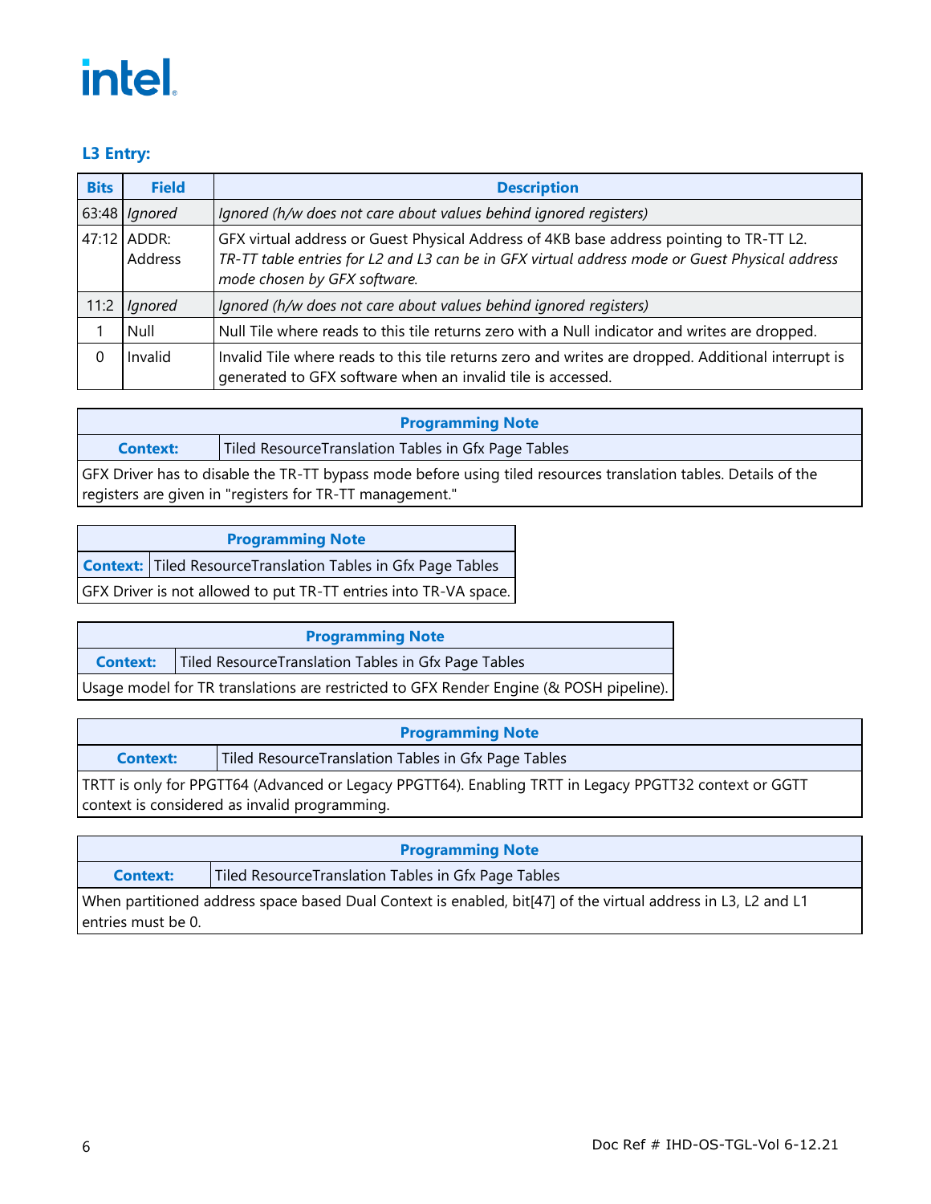### L3 Entry:

| Bits | Field | Description |
|---|---|---|
| 63:48 | *Ignored* | *Ignored (h/w does not care about values behind ignored registers)* |
| 47:12 | ADDR: Address | GFX virtual address or Guest Physical Address of 4KB base address pointing to TR-TT L2. *TR-TT table entries for L2 and L3 can be in GFX virtual address mode or Guest Physical address mode chosen by GFX software.* |
| 11:2 | *Ignored* | *Ignored (h/w does not care about values behind ignored registers)* |
| 1 | Null | Null Tile where reads to this tile returns zero with a Null indicator and writes are dropped. |
| 0 | Invalid | Invalid Tile where reads to this tile returns zero and writes are dropped. Additional interrupt is generated to GFX software when an invalid tile is accessed. |

| Programming Note | |
|---|---|
| **Context:** | Tiled ResourceTranslation Tables in Gfx Page Tables |
| GFX Driver has to disable the TR-TT bypass mode before using tiled resources translation tables. Details of the registers are given in "registers for TR-TT management." | |

| Programming Note | |
|---|---|
| **Context:** | Tiled ResourceTranslation Tables in Gfx Page Tables |
| GFX Driver is not allowed to put TR-TT entries into TR-VA space. | |

| Programming Note | |
|---|---|
| **Context:** | Tiled ResourceTranslation Tables in Gfx Page Tables |
| Usage model for TR translations are restricted to GFX Render Engine (& POSH pipeline). | |

| Programming Note | |
|---|---|
| **Context:** | Tiled ResourceTranslation Tables in Gfx Page Tables |
| TRTT is only for PPGTT64 (Advanced or Legacy PPGTT64). Enabling TRTT in Legacy PPGTT32 context or GGTT context is considered as invalid programming. | |

| Programming Note | |
|---|---|
| **Context:** | Tiled ResourceTranslation Tables in Gfx Page Tables |
| When partitioned address space based Dual Context is enabled, bit[47] of the virtual address in L3, L2 and L1 entries must be 0. | |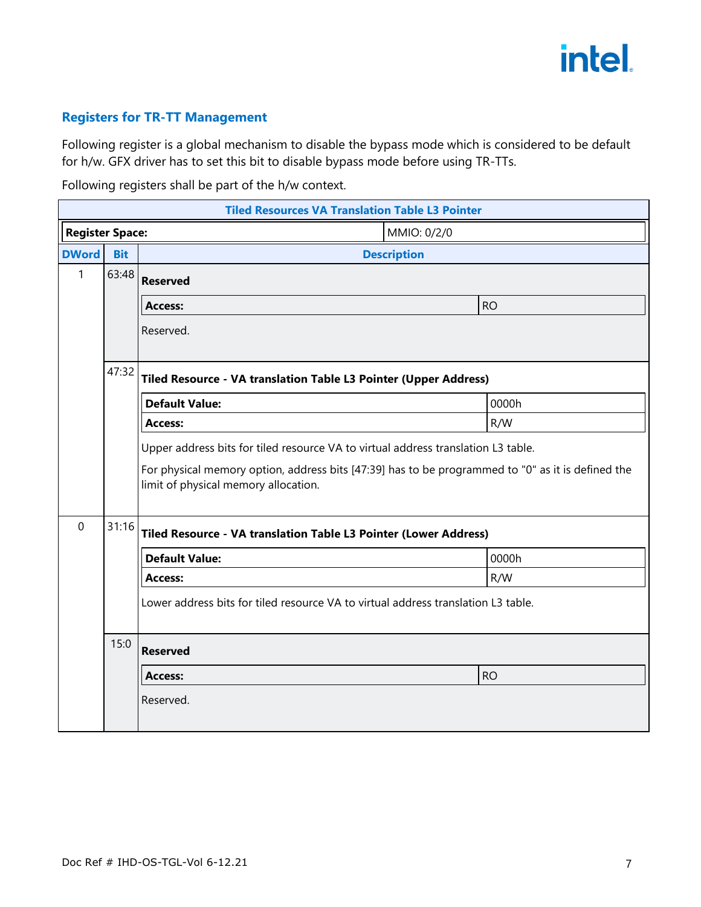## Registers for TR-TT Management

Following register is a global mechanism to disable the bypass mode which is considered to be default for h/w. GFX driver has to set this bit to disable bypass mode before using TR-TTs.

Following registers shall be part of the h/w context.

| Tiled Resources VA Translation Table L3 Pointer | | |
|---|---|---|
| **Register Space:** | | MMIO: 0/2/0 |
| **DWord** | **Bit** | **Description** |
| 1 | 63:48 | **Reserved**<br>**Access:** RO<br>Reserved. |
| | 47:32 | **Tiled Resource - VA translation Table L3 Pointer (Upper Address)**<br>**Default Value:** 0000h<br>**Access:** R/W<br>Upper address bits for tiled resource VA to virtual address translation L3 table.<br>For physical memory option, address bits [47:39] has to be programmed to "0" as it is defined the limit of physical memory allocation. |
| 0 | 31:16 | **Tiled Resource - VA translation Table L3 Pointer (Lower Address)**<br>**Default Value:** 0000h<br>**Access:** R/W<br>Lower address bits for tiled resource VA to virtual address translation L3 table. |
| | 15:0 | **Reserved**<br>**Access:** RO<br>Reserved. |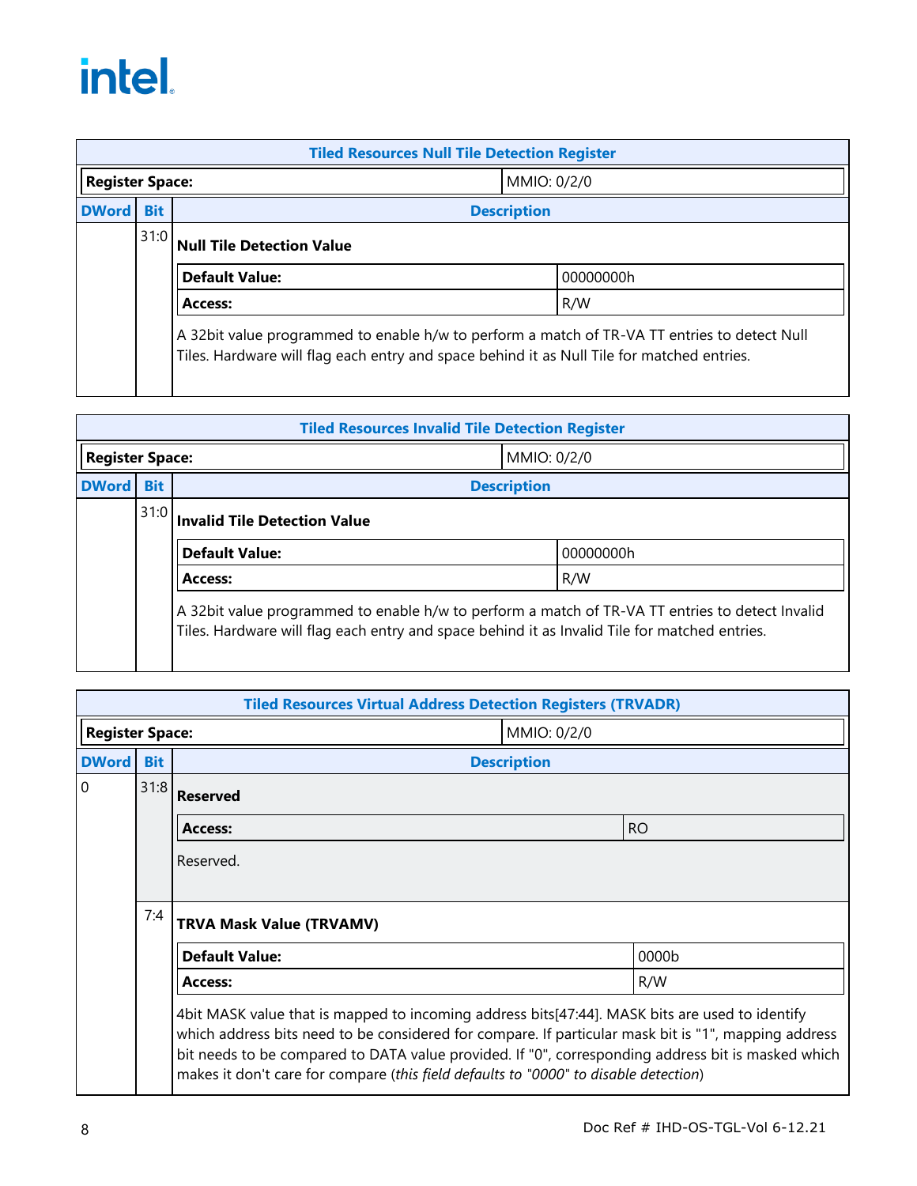**Tiled Resources Null Tile Detection Register**

| Register Space: | MMIO: 0/2/0 |
|---|---|

| DWord | Bit | Description |
|---|---|---|
| | 31:0 | **Null Tile Detection Value**<br><br>**Default Value:** 00000000h<br>**Access:** R/W<br><br>A 32bit value programmed to enable h/w to perform a match of TR-VA TT entries to detect Null Tiles. Hardware will flag each entry and space behind it as Null Tile for matched entries. |

**Tiled Resources Invalid Tile Detection Register**

| Register Space: | MMIO: 0/2/0 |
|---|---|

| DWord | Bit | Description |
|---|---|---|
| | 31:0 | **Invalid Tile Detection Value**<br><br>**Default Value:** 00000000h<br>**Access:** R/W<br><br>A 32bit value programmed to enable h/w to perform a match of TR-VA TT entries to detect Invalid Tiles. Hardware will flag each entry and space behind it as Invalid Tile for matched entries. |

**Tiled Resources Virtual Address Detection Registers (TRVADR)**

| Register Space: | MMIO: 0/2/0 |
|---|---|

| DWord | Bit | Description |
|---|---|---|
| 0 | 31:8 | **Reserved**<br><br>**Access:** RO<br><br>Reserved. |
| | 7:4 | **TRVA Mask Value (TRVAMV)**<br><br>**Default Value:** 0000b<br>**Access:** R/W<br><br>4bit MASK value that is mapped to incoming address bits[47:44]. MASK bits are used to identify which address bits need to be considered for compare. If particular mask bit is "1", mapping address bit needs to be compared to DATA value provided. If "0", corresponding address bit is masked which makes it don't care for compare (*this field defaults to "0000" to disable detection*) |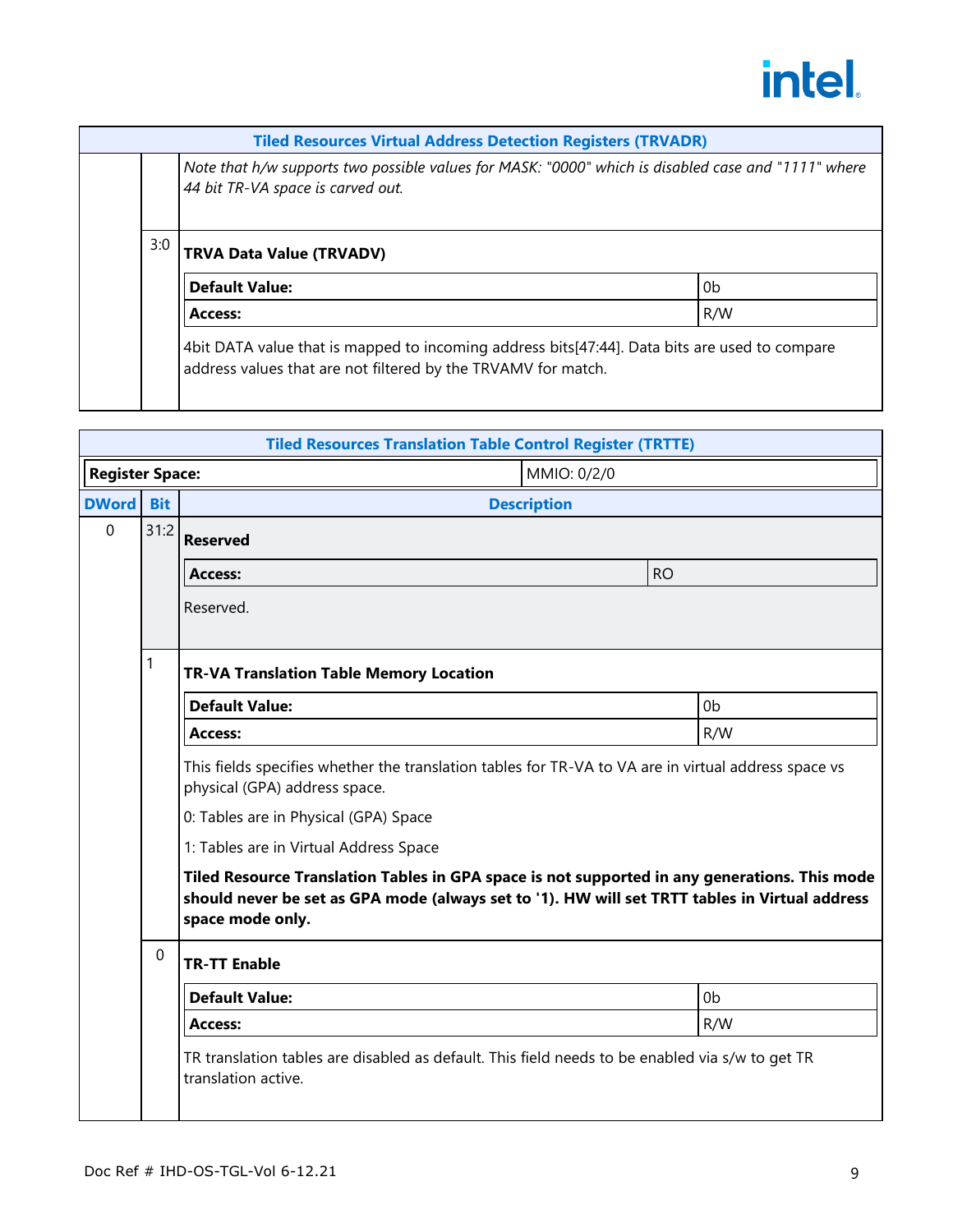### Tiled Resources Virtual Address Detection Registers (TRVADR)

| DWord | Bit | Description |
|---|---|---|
| | | *Note that h/w supports two possible values for MASK: "0000" which is disabled case and "1111" where 44 bit TR-VA space is carved out.* |
| | 3:0 | **TRVA Data Value (TRVADV)**<br>**Default Value:** 0b<br>**Access:** R/W<br>4bit DATA value that is mapped to incoming address bits[47:44]. Data bits are used to compare address values that are not filtered by the TRVAMV for match. |

### Tiled Resources Translation Table Control Register (TRTTE)

| **Register Space:** | MMIO: 0/2/0 |
|---|---|

| DWord | Bit | Description |
|---|---|---|
| 0 | 31:2 | **Reserved**<br>**Access:** RO<br>Reserved. |
| | 1 | **TR-VA Translation Table Memory Location**<br>**Default Value:** 0b<br>**Access:** R/W<br>This fields specifies whether the translation tables for TR-VA to VA are in virtual address space vs physical (GPA) address space.<br>0: Tables are in Physical (GPA) Space<br>1: Tables are in Virtual Address Space<br>**Tiled Resource Translation Tables in GPA space is not supported in any generations. This mode should never be set as GPA mode (always set to '1). HW will set TRTT tables in Virtual address space mode only.** |
| | 0 | **TR-TT Enable**<br>**Default Value:** 0b<br>**Access:** R/W<br>TR translation tables are disabled as default. This field needs to be enabled via s/w to get TR translation active. |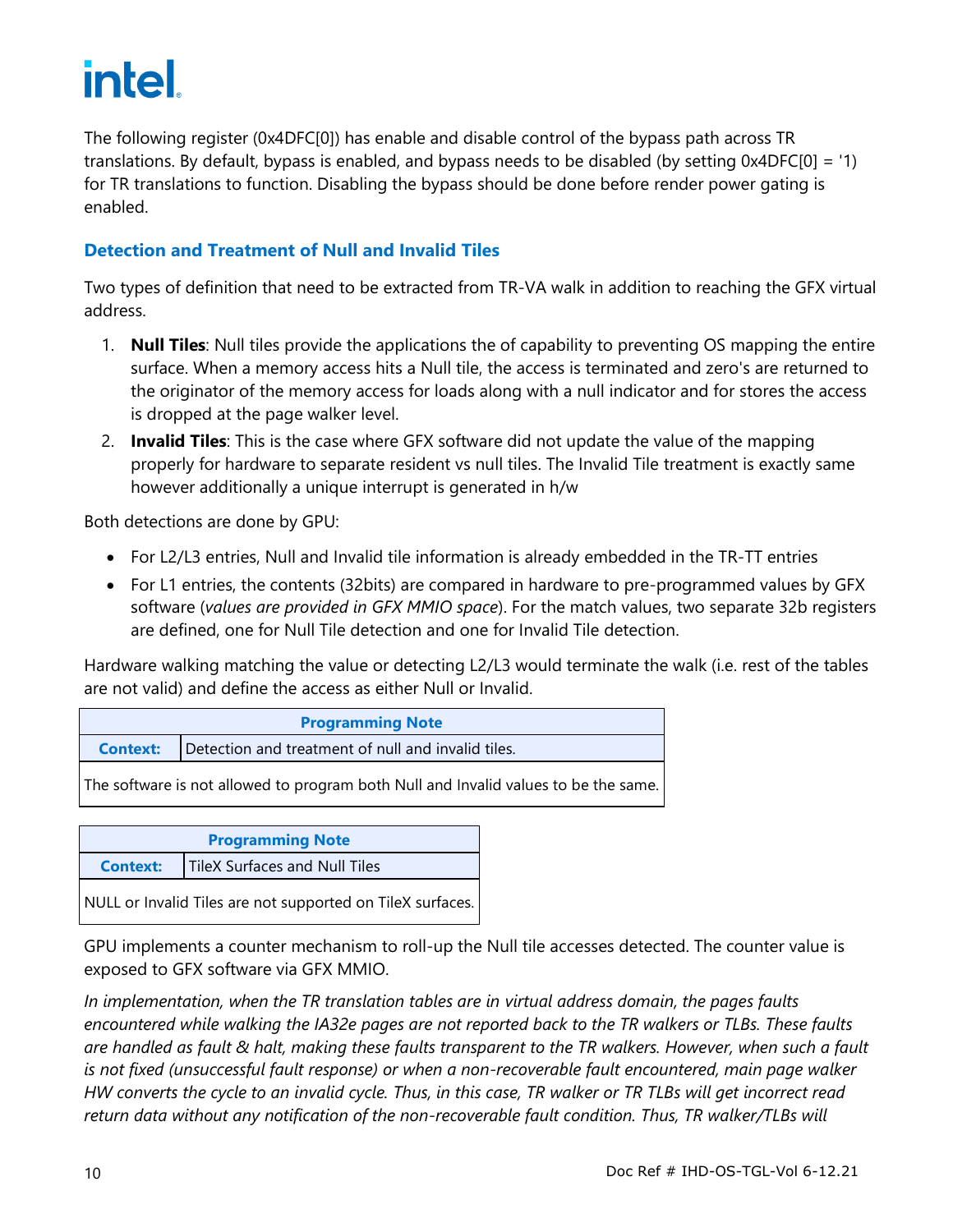The following register (0x4DFC[0]) has enable and disable control of the bypass path across TR translations. By default, bypass is enabled, and bypass needs to be disabled (by setting 0x4DFC[0] = '1) for TR translations to function. Disabling the bypass should be done before render power gating is enabled.

## Detection and Treatment of Null and Invalid Tiles

Two types of definition that need to be extracted from TR-VA walk in addition to reaching the GFX virtual address.

1. **Null Tiles**: Null tiles provide the applications the of capability to preventing OS mapping the entire surface. When a memory access hits a Null tile, the access is terminated and zero's are returned to the originator of the memory access for loads along with a null indicator and for stores the access is dropped at the page walker level.
2. **Invalid Tiles**: This is the case where GFX software did not update the value of the mapping properly for hardware to separate resident vs null tiles. The Invalid Tile treatment is exactly same however additionally a unique interrupt is generated in h/w

Both detections are done by GPU:

- For L2/L3 entries, Null and Invalid tile information is already embedded in the TR-TT entries
- For L1 entries, the contents (32bits) are compared in hardware to pre-programmed values by GFX software (*values are provided in GFX MMIO space*). For the match values, two separate 32b registers are defined, one for Null Tile detection and one for Invalid Tile detection.

Hardware walking matching the value or detecting L2/L3 would terminate the walk (i.e. rest of the tables are not valid) and define the access as either Null or Invalid.

| Programming Note | |
|---|---|
| **Context:** | Detection and treatment of null and invalid tiles. |
| The software is not allowed to program both Null and Invalid values to be the same. | |

| Programming Note | |
|---|---|
| **Context:** | TileX Surfaces and Null Tiles |
| NULL or Invalid Tiles are not supported on TileX surfaces. | |

GPU implements a counter mechanism to roll-up the Null tile accesses detected. The counter value is exposed to GFX software via GFX MMIO.

*In implementation, when the TR translation tables are in virtual address domain, the pages faults encountered while walking the IA32e pages are not reported back to the TR walkers or TLBs. These faults are handled as fault & halt, making these faults transparent to the TR walkers. However, when such a fault is not fixed (unsuccessful fault response) or when a non-recoverable fault encountered, main page walker HW converts the cycle to an invalid cycle. Thus, in this case, TR walker or TR TLBs will get incorrect read return data without any notification of the non-recoverable fault condition. Thus, TR walker/TLBs will*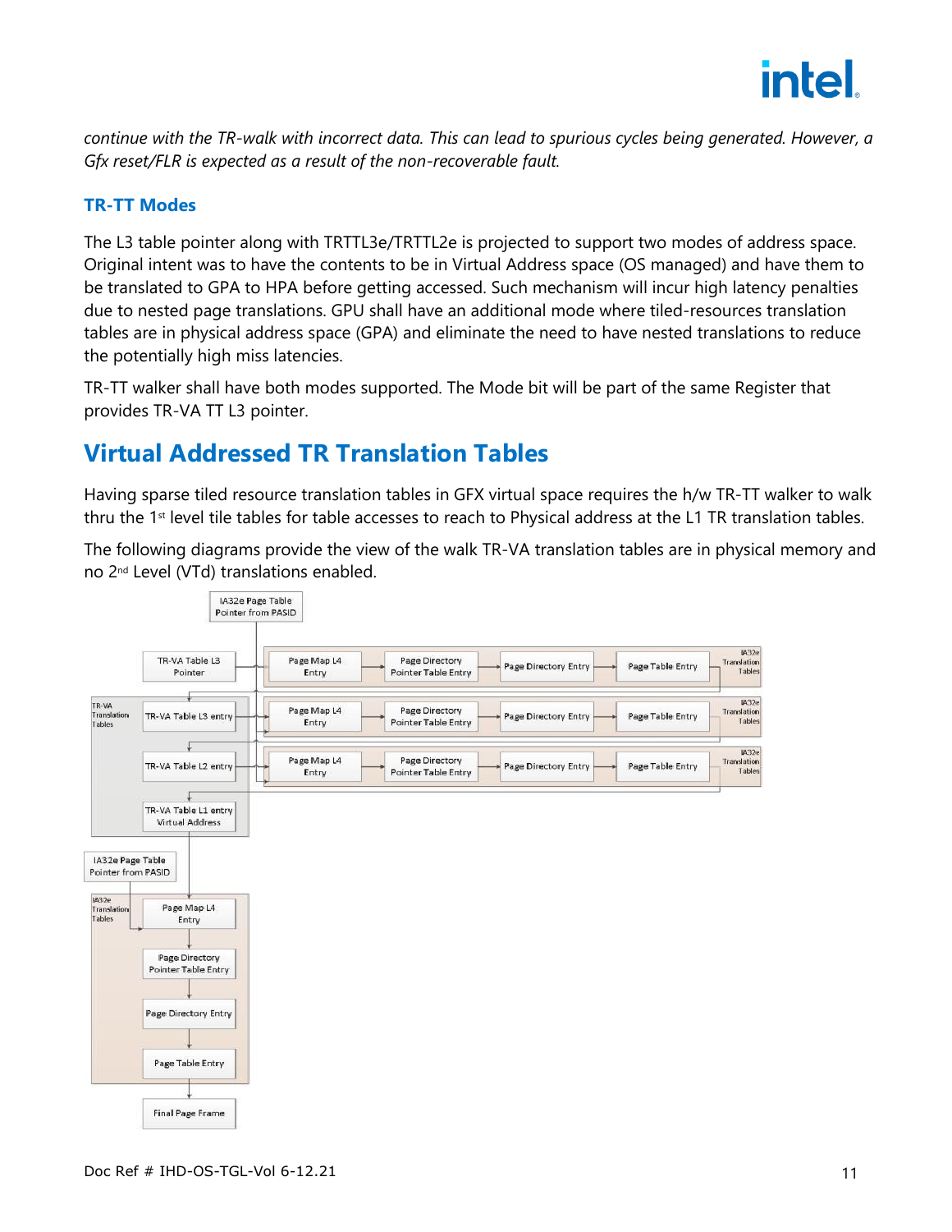*continue with the TR-walk with incorrect data. This can lead to spurious cycles being generated. However, a Gfx reset/FLR is expected as a result of the non-recoverable fault.*

### TR-TT Modes

The L3 table pointer along with TRTTL3e/TRTTL2e is projected to support two modes of address space. Original intent was to have the contents to be in Virtual Address space (OS managed) and have them to be translated to GPA to HPA before getting accessed. Such mechanism will incur high latency penalties due to nested page translations. GPU shall have an additional mode where tiled-resources translation tables are in physical address space (GPA) and eliminate the need to have nested translations to reduce the potentially high miss latencies.

TR-TT walker shall have both modes supported. The Mode bit will be part of the same Register that provides TR-VA TT L3 pointer.

## Virtual Addressed TR Translation Tables

Having sparse tiled resource translation tables in GFX virtual space requires the h/w TR-TT walker to walk thru the 1st level tile tables for table accesses to reach to Physical address at the L1 TR translation tables.

The following diagrams provide the view of the walk TR-VA translation tables are in physical memory and no 2nd Level (VTd) translations enabled.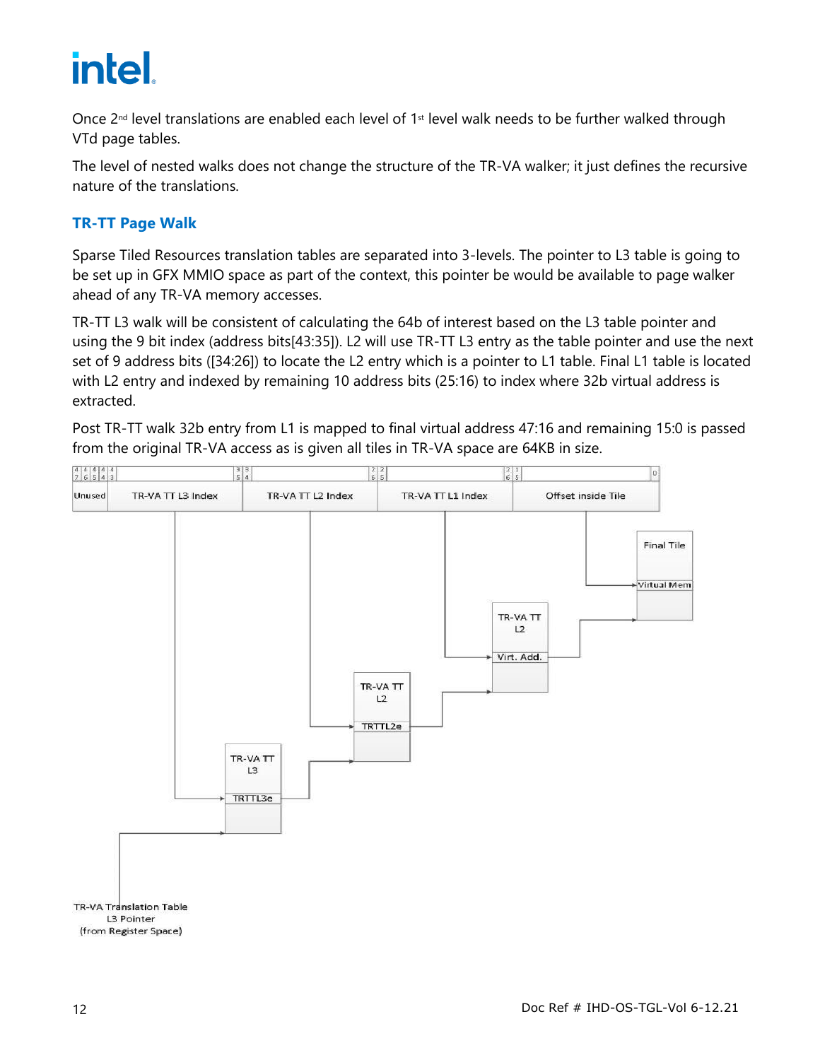Once $2^{nd}$ level translations are enabled each level of $1^{st}$ level walk needs to be further walked through VTd page tables.

The level of nested walks does not change the structure of the TR-VA walker; it just defines the recursive nature of the translations.

### TR-TT Page Walk

Sparse Tiled Resources translation tables are separated into 3-levels. The pointer to L3 table is going to be set up in GFX MMIO space as part of the context, this pointer be would be available to page walker ahead of any TR-VA memory accesses.

TR-TT L3 walk will be consistent of calculating the 64b of interest based on the L3 table pointer and using the 9 bit index (address bits[43:35]). L2 will use TR-TT L3 entry as the table pointer and use the next set of 9 address bits ([34:26]) to locate the L2 entry which is a pointer to L1 table. Final L1 table is located with L2 entry and indexed by remaining 10 address bits (25:16) to index where 32b virtual address is extracted.

Post TR-TT walk 32b entry from L1 is mapped to final virtual address 47:16 and remaining 15:0 is passed from the original TR-VA access as is given all tiles in TR-VA space are 64KB in size.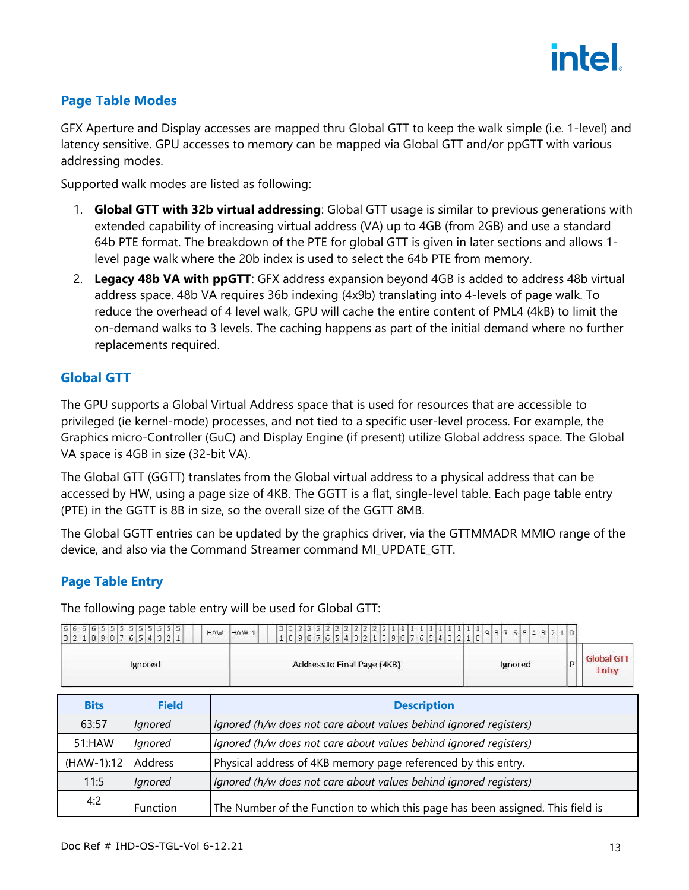## Page Table Modes

GFX Aperture and Display accesses are mapped thru Global GTT to keep the walk simple (i.e. 1-level) and latency sensitive. GPU accesses to memory can be mapped via Global GTT and/or ppGTT with various addressing modes.

Supported walk modes are listed as following:

1. **Global GTT with 32b virtual addressing**: Global GTT usage is similar to previous generations with extended capability of increasing virtual address (VA) up to 4GB (from 2GB) and use a standard 64b PTE format. The breakdown of the PTE for global GTT is given in later sections and allows 1-level page walk where the 20b index is used to select the 64b PTE from memory.
2. **Legacy 48b VA with ppGTT**: GFX address expansion beyond 4GB is added to address 48b virtual address space. 48b VA requires 36b indexing (4x9b) translating into 4-levels of page walk. To reduce the overhead of 4 level walk, GPU will cache the entire content of PML4 (4kB) to limit the on-demand walks to 3 levels. The caching happens as part of the initial demand where no further replacements required.

## Global GTT

The GPU supports a Global Virtual Address space that is used for resources that are accessible to privileged (ie kernel-mode) processes, and not tied to a specific user-level process. For example, the Graphics micro-Controller (GuC) and Display Engine (if present) utilize Global address space. The Global VA space is 4GB in size (32-bit VA).

The Global GTT (GGTT) translates from the Global virtual address to a physical address that can be accessed by HW, using a page size of 4KB. The GGTT is a flat, single-level table. Each page table entry (PTE) in the GGTT is 8B in size, so the overall size of the GGTT 8MB.

The Global GGTT entries can be updated by the graphics driver, via the GTTMMADR MMIO range of the device, and also via the Command Streamer command MI_UPDATE_GTT.

## Page Table Entry

The following page table entry will be used for Global GTT:

| 63 ... 51 ... HAW | HAW-1 ... 31 ... 12 | 11 ... 1 | 0 | |
|---|---|---|---|---|
| Ignored | Address to Final Page (4KB) | Ignored | P | Global GTT Entry |

| Bits | Field | Description |
|---|---|---|
| 63:57 | *Ignored* | *Ignored (h/w does not care about values behind ignored registers)* |
| 51:HAW | *Ignored* | *Ignored (h/w does not care about values behind ignored registers)* |
| (HAW-1):12 | Address | Physical address of 4KB memory page referenced by this entry. |
| 11:5 | *Ignored* | *Ignored (h/w does not care about values behind ignored registers)* |
| 4:2 | Function | The Number of the Function to which this page has been assigned. This field is |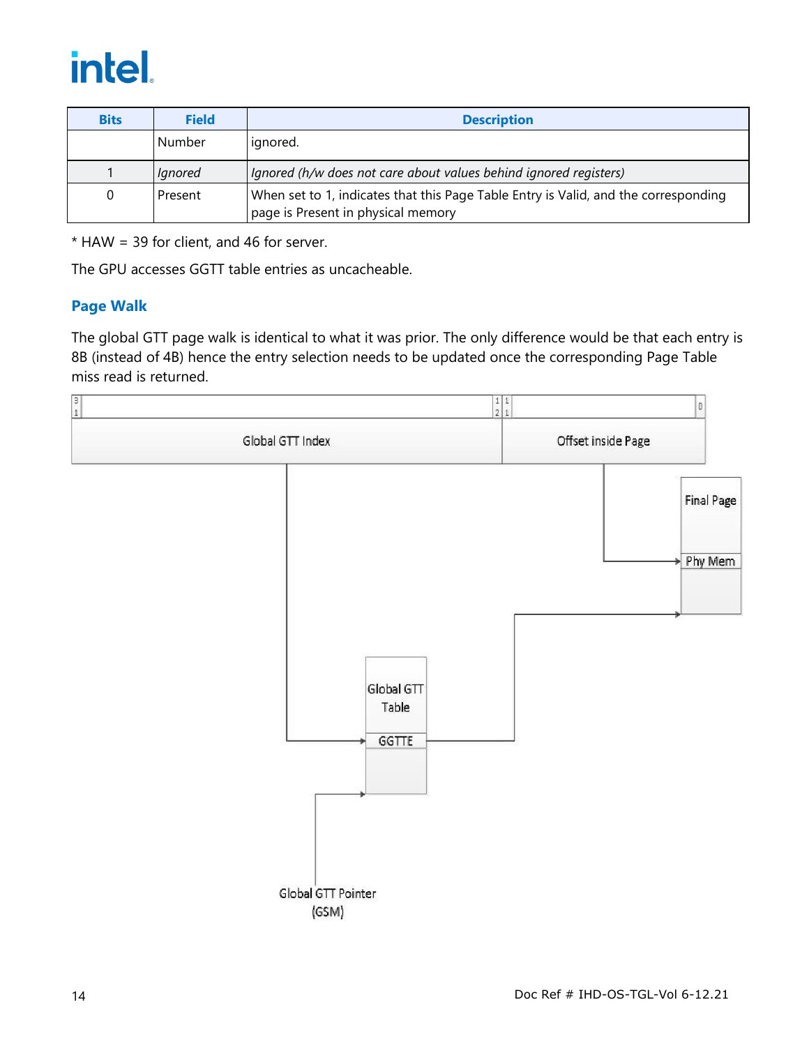| Bits | Field | Description |
|---|---|---|
| | Number | ignored. |
| 1 | *Ignored* | *Ignored (h/w does not care about values behind ignored registers)* |
| 0 | Present | When set to 1, indicates that this Page Table Entry is Valid, and the corresponding page is Present in physical memory |

* HAW = 39 for client, and 46 for server.

The GPU accesses GGTT table entries as uncacheable.

### Page Walk

The global GTT page walk is identical to what it was prior. The only difference would be that each entry is 8B (instead of 4B) hence the entry selection needs to be updated once the corresponding Page Table miss read is returned.

31 | 12 | 11 | 0

Global GTT Index | Offset inside Page

Final Page

Phy Mem

Global GTT Table

GGTTE

Global GTT Pointer (GSM)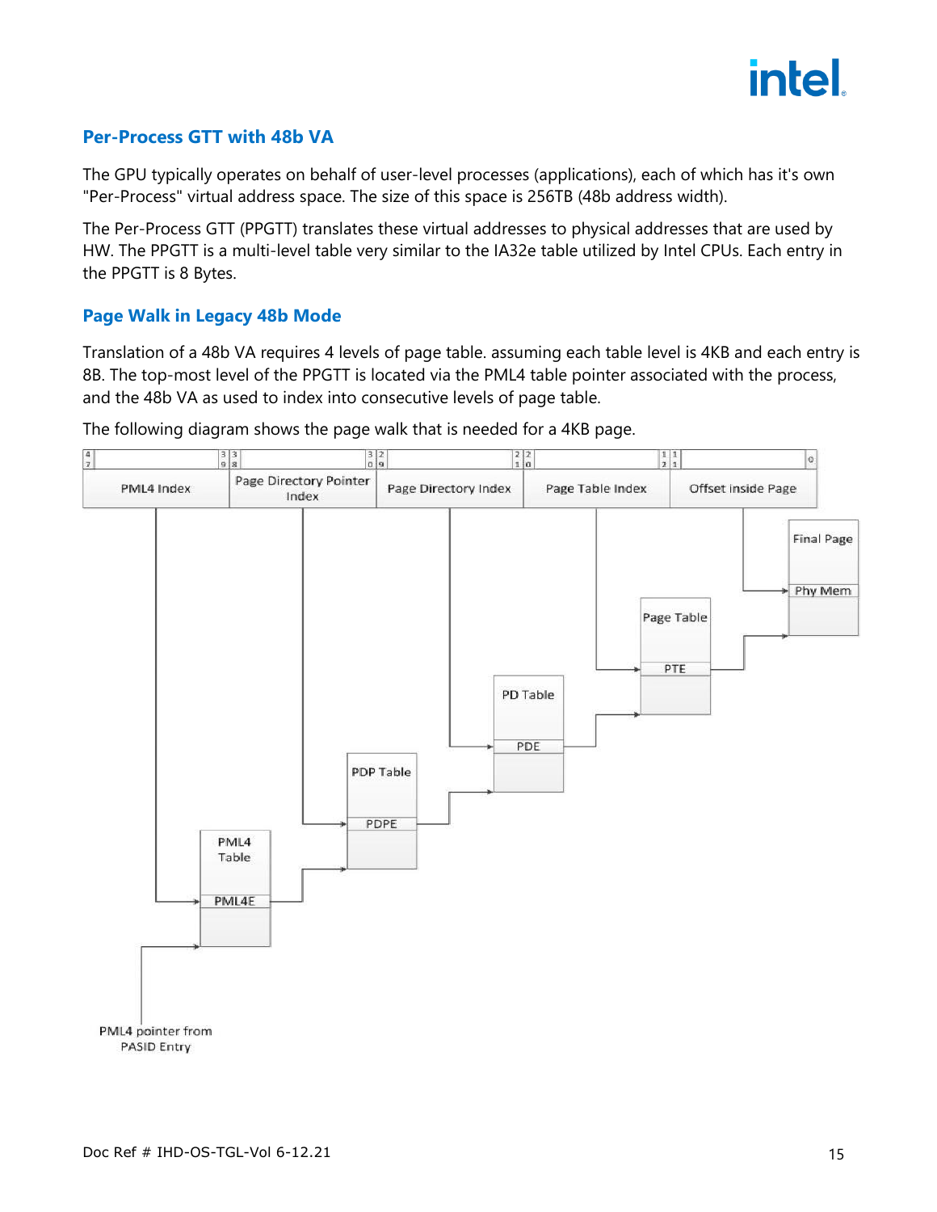## Per-Process GTT with 48b VA

The GPU typically operates on behalf of user-level processes (applications), each of which has it's own "Per-Process" virtual address space. The size of this space is 256TB (48b address width).

The Per-Process GTT (PPGTT) translates these virtual addresses to physical addresses that are used by HW. The PPGTT is a multi-level table very similar to the IA32e table utilized by Intel CPUs. Each entry in the PPGTT is 8 Bytes.

## Page Walk in Legacy 48b Mode

Translation of a 48b VA requires 4 levels of page table. assuming each table level is 4KB and each entry is 8B. The top-most level of the PPGTT is located via the PML4 table pointer associated with the process, and the 48b VA as used to index into consecutive levels of page table.

The following diagram shows the page walk that is needed for a 4KB page.

| 47 … 39 | 38 … 30 | 29 … 21 | 20 … 12 | 11 … 0 |
|---|---|---|---|---|
| PML4 Index | Page Directory Pointer Index | Page Directory Index | Page Table Index | Offset inside Page |

PML4 pointer from PASID Entry → PML4 Table (PML4E) → PDP Table (PDPE) → PD Table (PDE) → Page Table (PTE) → Final Page (Phy Mem)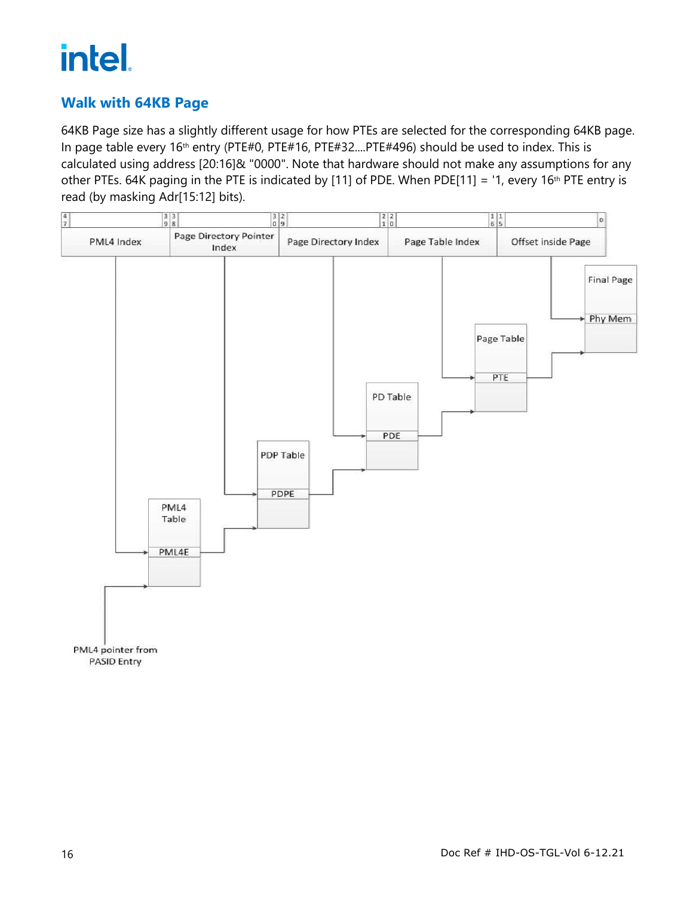## Walk with 64KB Page

64KB Page size has a slightly different usage for how PTEs are selected for the corresponding 64KB page. In page table every 16th entry (PTE#0, PTE#16, PTE#32....PTE#496) should be used to index. This is calculated using address [20:16]& "0000". Note that hardware should not make any assumptions for any other PTEs. 64K paging in the PTE is indicated by [11] of PDE. When PDE[11] = '1, every 16th PTE entry is read (by masking Adr[15:12] bits).

| 47 – 39 | 38 – 30 | 29 – 21 | 20 – 16 | 15 – 0 |
|---|---|---|---|---|
| PML4 Index | Page Directory Pointer Index | Page Directory Index | Page Table Index | Offset inside Page |

PML4 pointer from PASID Entry → PML4 Table (PML4E) → PDP Table (PDPE) → PD Table (PDE) → Page Table (PTE) → Final Page (Phy Mem)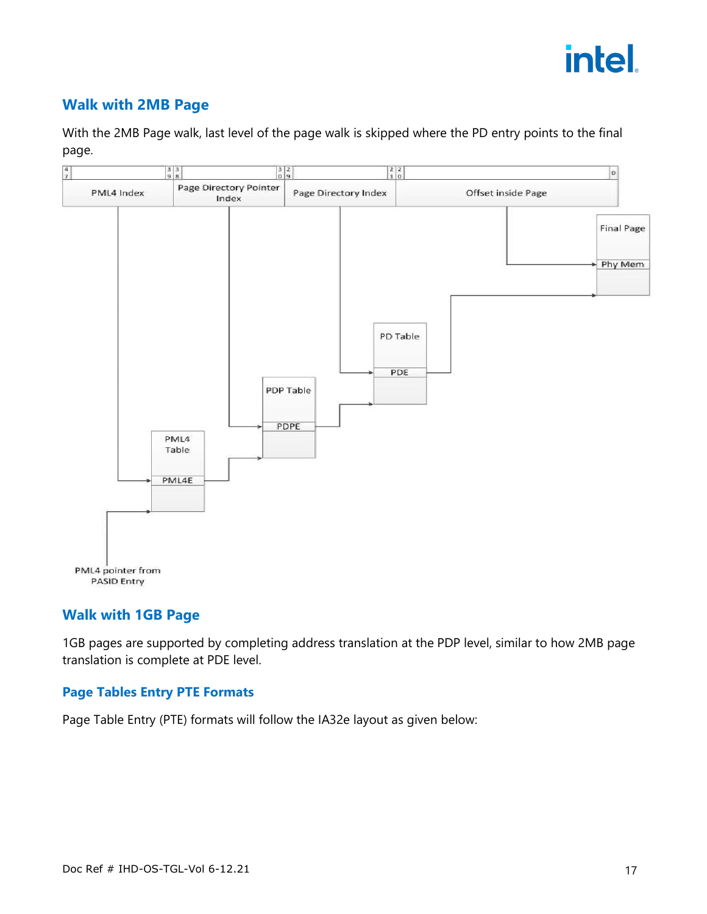## Walk with 2MB Page

With the 2MB Page walk, last level of the page walk is skipped where the PD entry points to the final page.

| 47 ... 39 | 38 ... 30 | 29 ... 21 | 20 ... 0 |
|---|---|---|---|
| PML4 Index | Page Directory Pointer Index | Page Directory Index | Offset inside Page |

PML4 Table — PML4E

PDP Table — PDPE

PD Table — PDE

Final Page — Phy Mem

PML4 pointer from PASID Entry

## Walk with 1GB Page

1GB pages are supported by completing address translation at the PDP level, similar to how 2MB page translation is complete at PDE level.

### Page Tables Entry PTE Formats

Page Table Entry (PTE) formats will follow the IA32e layout as given below: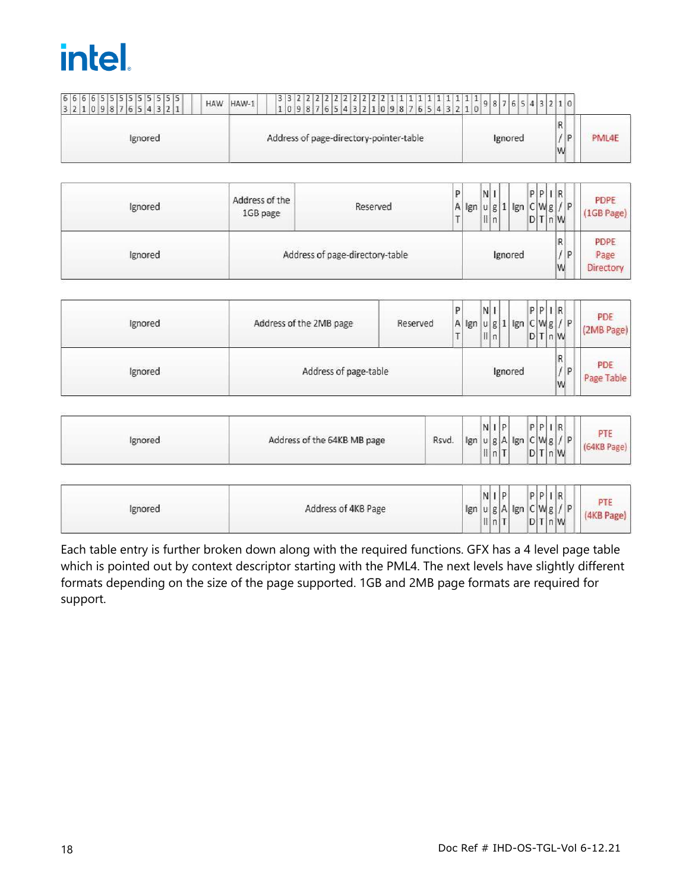| 63:HAW | HAW-1:12 | 11:9 | 8 | 7 | 6 | 5 | 4 | 3 | 2 | 1 | 0 | |
|---|---|---|---|---|---|---|---|---|---|---|---|---|
| Ignored | Address of page-directory-pointer-table | Ignored | | | | | | | | R/W | P | PML4E |

| 63:HAW | HAW-1:30 | 29:13 | 12 | 11:9 | 8 | 7 | 6 | 5 | 4 | 3 | 2 | 1 | 0 | |
|---|---|---|---|---|---|---|---|---|---|---|---|---|---|---|
| Ignored | Address of the 1GB page | Reserved | PAT | Ign | Null | Ign | 1 | Ign | PCD | PWT | Ign | R/W | P | PDPE (1GB Page) |
| Ignored | Address of page-directory-table | | Ignored | | | | | | | | | R/W | P | PDPE Page Directory |

| 63:HAW | HAW-1:21 | 20:13 | 12 | 11:9 | 8 | 7 | 6 | 5 | 4 | 3 | 2 | 1 | 0 | |
|---|---|---|---|---|---|---|---|---|---|---|---|---|---|---|
| Ignored | Address of the 2MB page | Reserved | PAT | Ign | Null | Ign | 1 | Ign | PCD | PWT | Ign | R/W | P | PDE (2MB Page) |
| Ignored | Address of page-table | | Ignored | | | | | | | | | R/W | P | PDE Page Table |

| 63:HAW | HAW-1:16 | 15:12 | 11:9 | 8 | 7 | 6 | 5 | 4 | 3 | 2 | 1 | 0 | |
|---|---|---|---|---|---|---|---|---|---|---|---|---|---|
| Ignored | Address of the 64KB MB page | Rsvd. | Ign | Null | Ign | PAT | Ign | PCD | PWT | Ign | R/W | P | PTE (64KB Page) |

| 63:HAW | HAW-1:12 | 11:9 | 8 | 7 | 6 | 5 | 4 | 3 | 2 | 1 | 0 | |
|---|---|---|---|---|---|---|---|---|---|---|---|---|
| Ignored | Address of 4KB Page | Ign | Null | Ign | PAT | Ign | PCD | PWT | Ign | R/W | P | PTE (4KB Page) |

Each table entry is further broken down along with the required functions. GFX has a 4 level page table which is pointed out by context descriptor starting with the PML4. The next levels have slightly different formats depending on the size of the page supported. 1GB and 2MB page formats are required for support.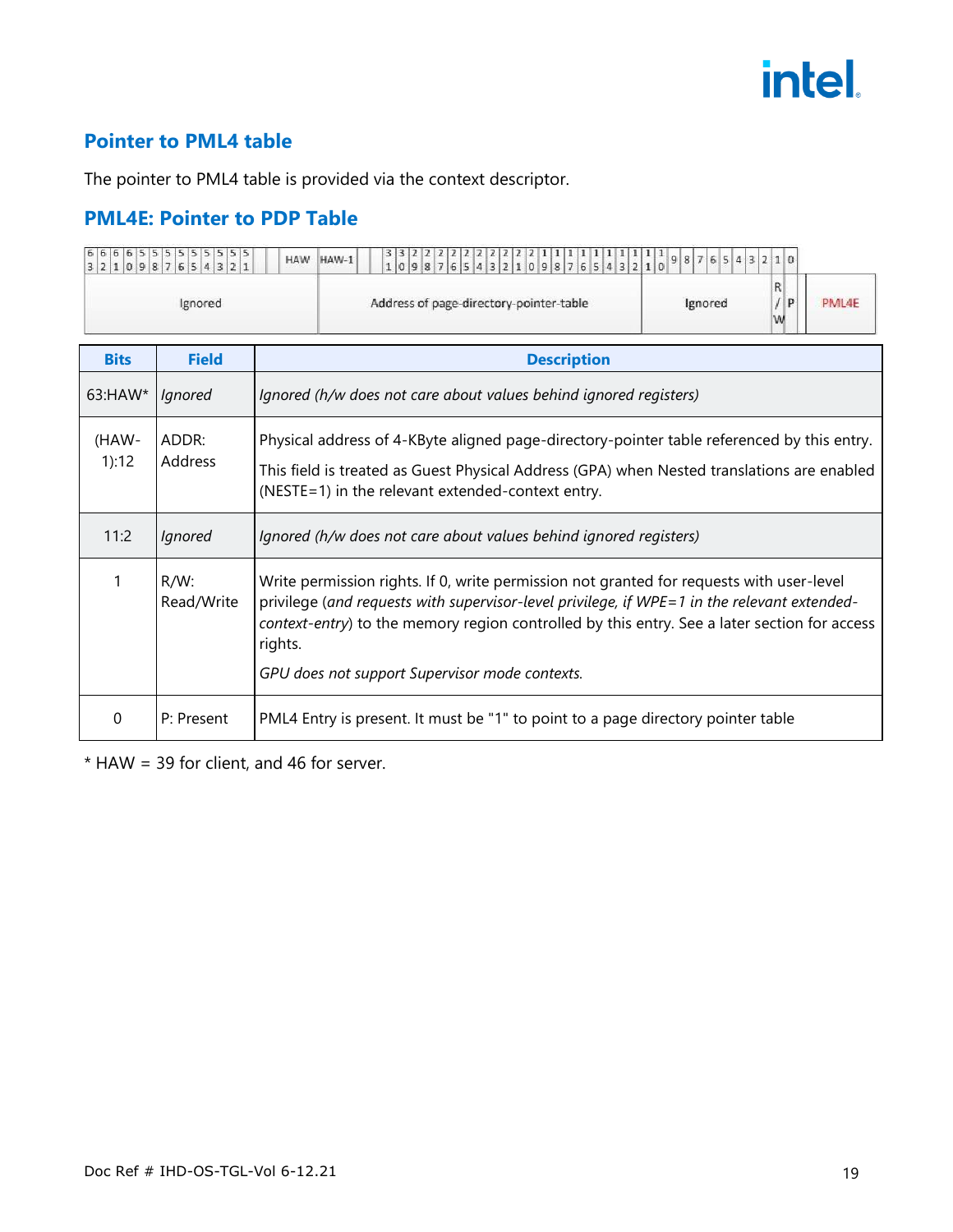## Pointer to PML4 table

The pointer to PML4 table is provided via the context descriptor.

## PML4E: Pointer to PDP Table

| 63:HAW | HAW-1:12 | 11:2 | 1 | 0 | |
|---|---|---|---|---|---|
| Ignored | Address of page-directory-pointer-table | Ignored | R/W | P | PML4E |

| Bits | Field | Description |
|---|---|---|
| 63:HAW* | *Ignored* | *Ignored (h/w does not care about values behind ignored registers)* |
| (HAW-1):12 | ADDR: Address | Physical address of 4-KByte aligned page-directory-pointer table referenced by this entry.<br><br>This field is treated as Guest Physical Address (GPA) when Nested translations are enabled (NESTE=1) in the relevant extended-context entry. |
| 11:2 | *Ignored* | *Ignored (h/w does not care about values behind ignored registers)* |
| 1 | R/W: Read/Write | Write permission rights. If 0, write permission not granted for requests with user-level privilege (*and requests with supervisor-level privilege, if WPE=1 in the relevant extended-context-entry*) to the memory region controlled by this entry. See a later section for access rights.<br><br>*GPU does not support Supervisor mode contexts.* |
| 0 | P: Present | PML4 Entry is present. It must be "1" to point to a page directory pointer table |

* HAW = 39 for client, and 46 for server.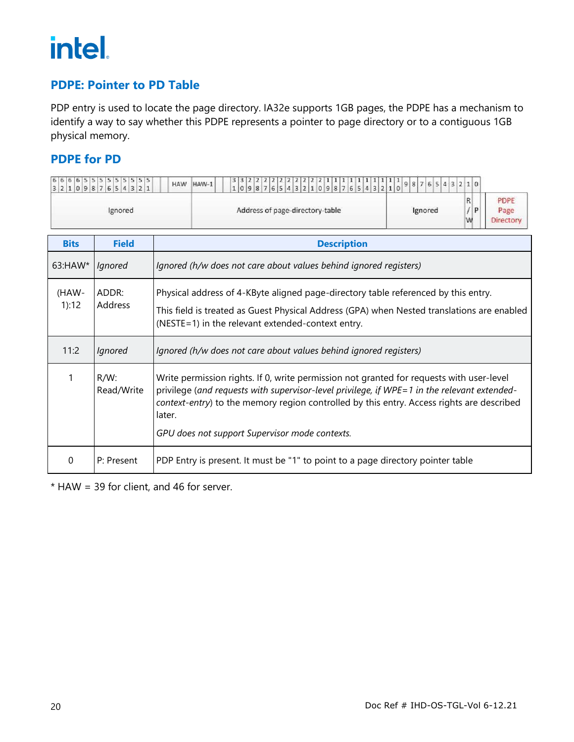## PDPE: Pointer to PD Table

PDP entry is used to locate the page directory. IA32e supports 1GB pages, the PDPE has a mechanism to identify a way to say whether this PDPE represents a pointer to page directory or to a contiguous 1GB physical memory.

### PDPE for PD

| 63 ... HAW | HAW-1 ... 12 | 11 ... 2 | 1 | 0 | |
|---|---|---|---|---|---|
| Ignored | Address of page-directory-table | Ignored | R/W | P | PDPE Page Directory |

| Bits | Field | Description |
|---|---|---|
| 63:HAW* | *Ignored* | *Ignored (h/w does not care about values behind ignored registers)* |
| (HAW-1):12 | ADDR: Address | Physical address of 4-KByte aligned page-directory table referenced by this entry.<br>This field is treated as Guest Physical Address (GPA) when Nested translations are enabled (NESTE=1) in the relevant extended-context entry. |
| 11:2 | *Ignored* | *Ignored (h/w does not care about values behind ignored registers)* |
| 1 | R/W: Read/Write | Write permission rights. If 0, write permission not granted for requests with user-level privilege (*and requests with supervisor-level privilege, if WPE=1 in the relevant extended-context-entry*) to the memory region controlled by this entry. Access rights are described later.<br>*GPU does not support Supervisor mode contexts.* |
| 0 | P: Present | PDP Entry is present. It must be "1" to point to a page directory pointer table |

* HAW = 39 for client, and 46 for server.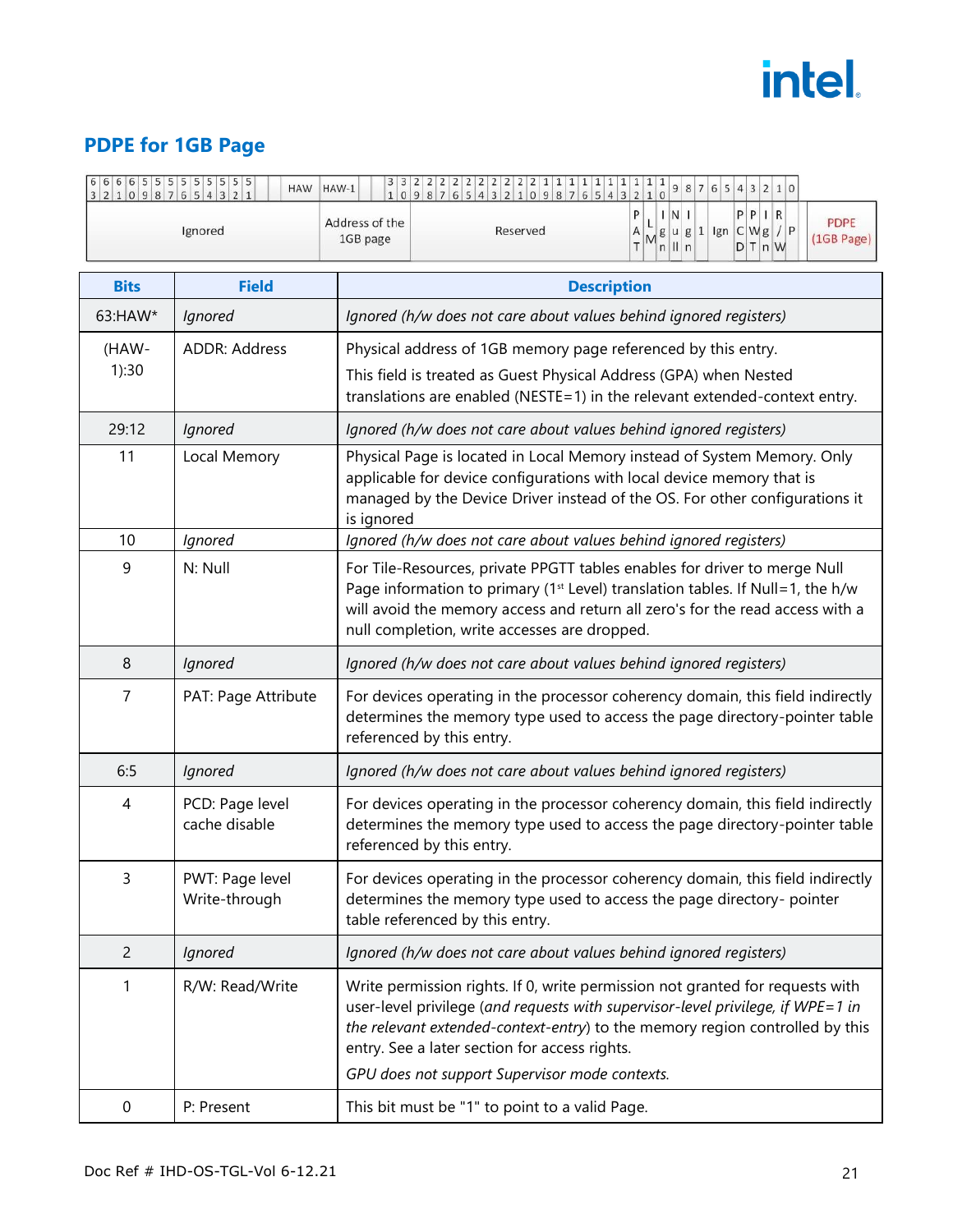## PDPE for 1GB Page

| 63:HAW | HAW-1:30 | 29:12 | 11 | 10 | 9 | 8 | 7 | 6:5 | 4 | 3 | 2 | 1 | 0 | |
|---|---|---|---|---|---|---|---|---|---|---|---|---|---|---|
| Ignored | Address of the 1GB page | Reserved | LM | Ign | NUll | Ign | PAT | Ign | PCD | PWT | Ign | R/W | P | PDPE (1GB Page) |

| Bits | Field | Description |
|---|---|---|
| 63:HAW* | *Ignored* | *Ignored (h/w does not care about values behind ignored registers)* |
| (HAW-1):30 | ADDR: Address | Physical address of 1GB memory page referenced by this entry.<br>This field is treated as Guest Physical Address (GPA) when Nested translations are enabled (NESTE=1) in the relevant extended-context entry. |
| 29:12 | *Ignored* | *Ignored (h/w does not care about values behind ignored registers)* |
| 11 | Local Memory | Physical Page is located in Local Memory instead of System Memory. Only applicable for device configurations with local device memory that is managed by the Device Driver instead of the OS. For other configurations it is ignored |
| 10 | *Ignored* | *Ignored (h/w does not care about values behind ignored registers)* |
| 9 | N: Null | For Tile-Resources, private PPGTT tables enables for driver to merge Null Page information to primary (1st Level) translation tables. If Null=1, the h/w will avoid the memory access and return all zero's for the read access with a null completion, write accesses are dropped. |
| 8 | *Ignored* | *Ignored (h/w does not care about values behind ignored registers)* |
| 7 | PAT: Page Attribute | For devices operating in the processor coherency domain, this field indirectly determines the memory type used to access the page directory-pointer table referenced by this entry. |
| 6:5 | *Ignored* | *Ignored (h/w does not care about values behind ignored registers)* |
| 4 | PCD: Page level cache disable | For devices operating in the processor coherency domain, this field indirectly determines the memory type used to access the page directory-pointer table referenced by this entry. |
| 3 | PWT: Page level Write-through | For devices operating in the processor coherency domain, this field indirectly determines the memory type used to access the page directory- pointer table referenced by this entry. |
| 2 | *Ignored* | *Ignored (h/w does not care about values behind ignored registers)* |
| 1 | R/W: Read/Write | Write permission rights. If 0, write permission not granted for requests with user-level privilege (*and requests with supervisor-level privilege, if WPE=1 in the relevant extended-context-entry*) to the memory region controlled by this entry. See a later section for access rights.<br>*GPU does not support Supervisor mode contexts.* |
| 0 | P: Present | This bit must be "1" to point to a valid Page. |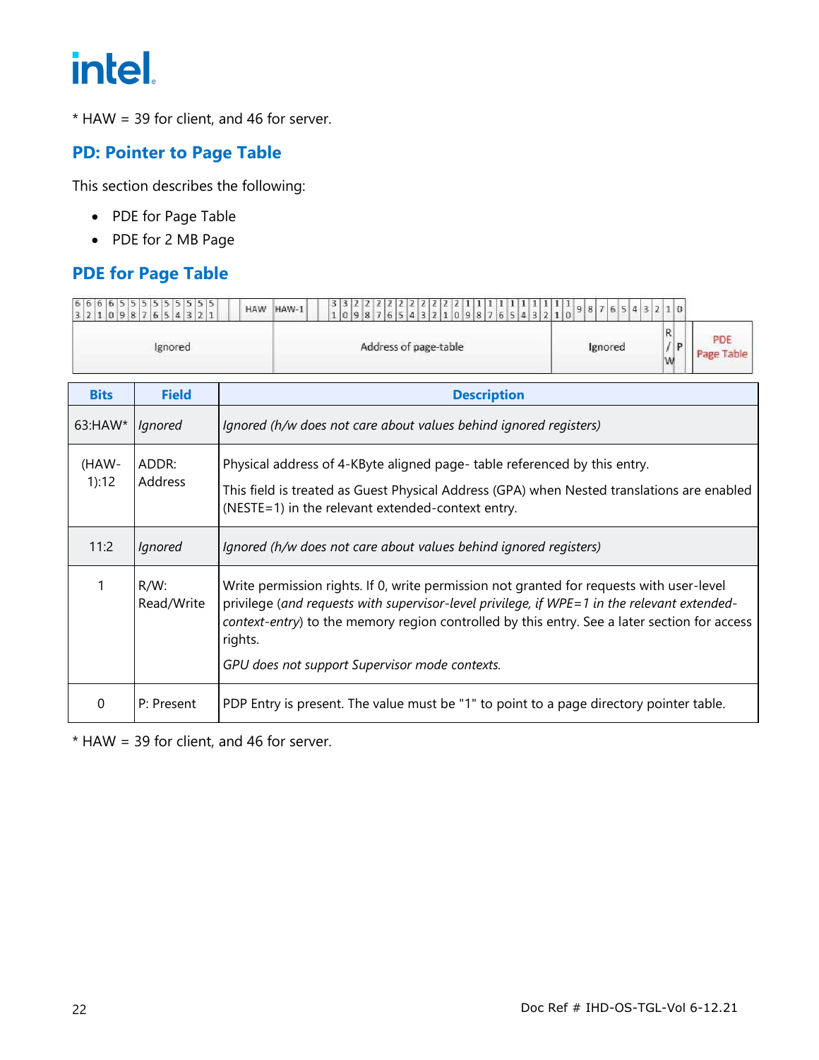* HAW = 39 for client, and 46 for server.

## PD: Pointer to Page Table

This section describes the following:

- PDE for Page Table
- PDE for 2 MB Page

## PDE for Page Table

| 63:HAW | HAW-1:12 | 11:2 | 1 | 0 | |
|---|---|---|---|---|---|
| Ignored | Address of page-table | Ignored | R/W | P | PDE Page Table |

| Bits | Field | Description |
|---|---|---|
| 63:HAW* | *Ignored* | *Ignored (h/w does not care about values behind ignored registers)* |
| (HAW-1):12 | ADDR: Address | Physical address of 4-KByte aligned page- table referenced by this entry.<br><br>This field is treated as Guest Physical Address (GPA) when Nested translations are enabled (NESTE=1) in the relevant extended-context entry. |
| 11:2 | *Ignored* | *Ignored (h/w does not care about values behind ignored registers)* |
| 1 | R/W: Read/Write | Write permission rights. If 0, write permission not granted for requests with user-level privilege (*and requests with supervisor-level privilege, if WPE=1 in the relevant extended-context-entry*) to the memory region controlled by this entry. See a later section for access rights.<br><br>*GPU does not support Supervisor mode contexts.* |
| 0 | P: Present | PDP Entry is present. The value must be "1" to point to a page directory pointer table. |

* HAW = 39 for client, and 46 for server.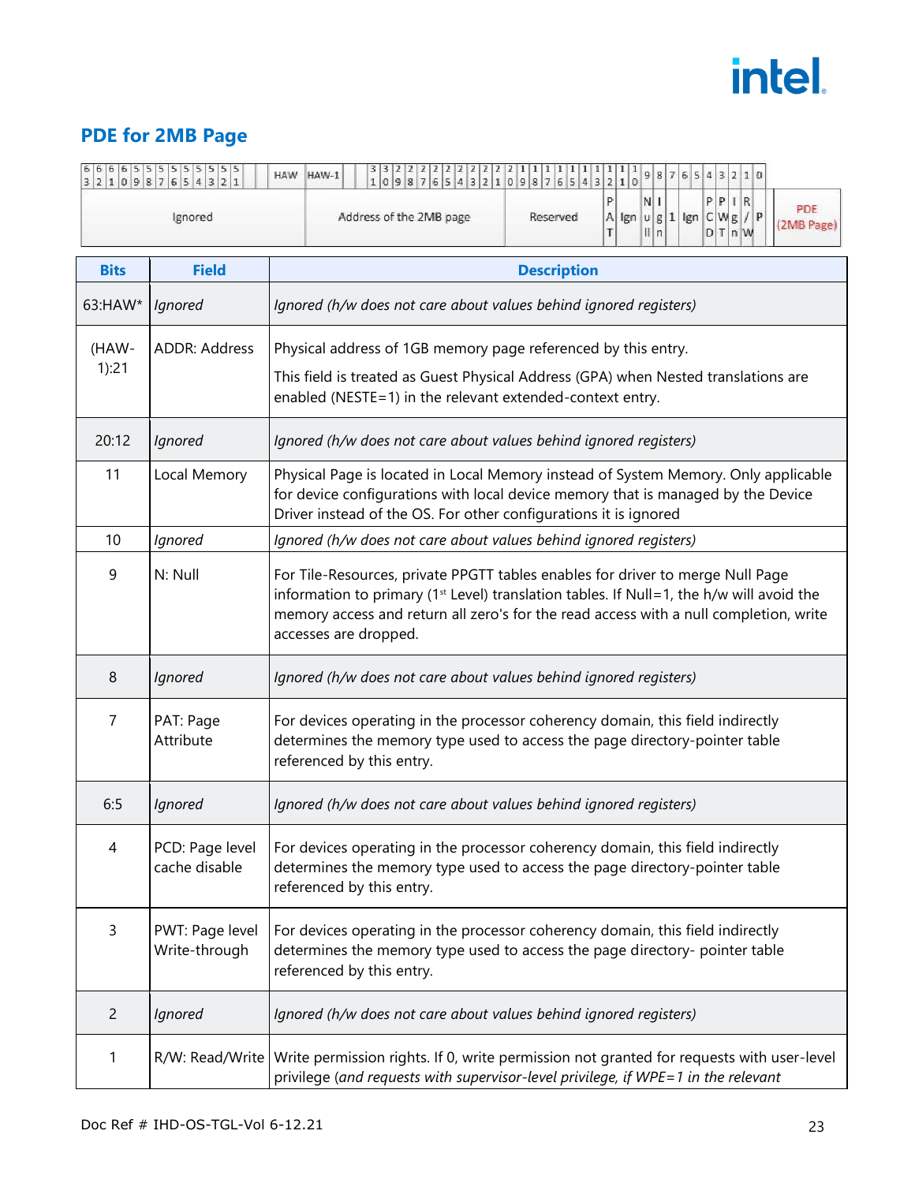## PDE for 2MB Page

| 63 62 61 60 59 58 57 56 55 54 53 52 51 | HAW | HAW-1 | 31 30 29 28 27 26 25 24 23 22 21 | 20 19 18 17 16 15 14 13 12 | 11 | 10 | 9 | 8 | 7 | 6 | 5 | 4 | 3 | 2 | 1 | 0 | |
|---|---|---|---|---|---|---|---|---|---|---|---|---|---|---|---|---|---|
| Ignored | | Address of the 2MB page | | Reserved | PAT | Ign | Null | Ign | 1 | Ign | | PCD | PWT | Ign | R/W | P | PDE (2MB Page) |

| Bits | Field | Description |
|---|---|---|
| 63:HAW* | *Ignored* | *Ignored (h/w does not care about values behind ignored registers)* |
| (HAW-1):21 | ADDR: Address | Physical address of 1GB memory page referenced by this entry.<br><br>This field is treated as Guest Physical Address (GPA) when Nested translations are enabled (NESTE=1) in the relevant extended-context entry. |
| 20:12 | *Ignored* | *Ignored (h/w does not care about values behind ignored registers)* |
| 11 | Local Memory | Physical Page is located in Local Memory instead of System Memory. Only applicable for device configurations with local device memory that is managed by the Device Driver instead of the OS. For other configurations it is ignored |
| 10 | *Ignored* | *Ignored (h/w does not care about values behind ignored registers)* |
| 9 | N: Null | For Tile-Resources, private PPGTT tables enables for driver to merge Null Page information to primary (1st Level) translation tables. If Null=1, the h/w will avoid the memory access and return all zero's for the read access with a null completion, write accesses are dropped. |
| 8 | *Ignored* | *Ignored (h/w does not care about values behind ignored registers)* |
| 7 | PAT: Page Attribute | For devices operating in the processor coherency domain, this field indirectly determines the memory type used to access the page directory-pointer table referenced by this entry. |
| 6:5 | *Ignored* | *Ignored (h/w does not care about values behind ignored registers)* |
| 4 | PCD: Page level cache disable | For devices operating in the processor coherency domain, this field indirectly determines the memory type used to access the page directory-pointer table referenced by this entry. |
| 3 | PWT: Page level Write-through | For devices operating in the processor coherency domain, this field indirectly determines the memory type used to access the page directory- pointer table referenced by this entry. |
| 2 | *Ignored* | *Ignored (h/w does not care about values behind ignored registers)* |
| 1 | R/W: Read/Write | Write permission rights. If 0, write permission not granted for requests with user-level privilege (*and requests with supervisor-level privilege, if WPE=1 in the relevant* |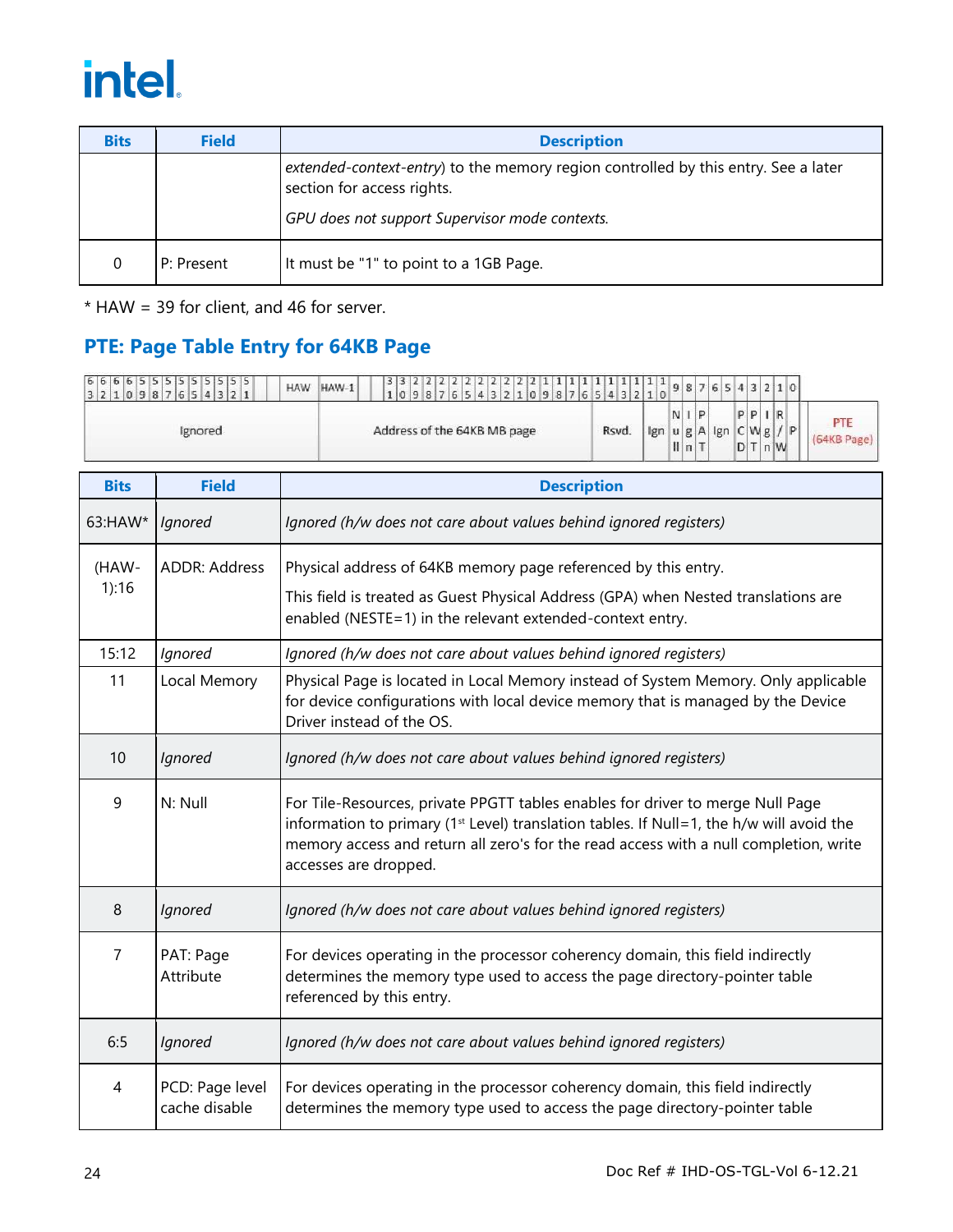| Bits | Field | Description |
|---|---|---|
| | | *extended-context-entry*) to the memory region controlled by this entry. See a later section for access rights.<br><br>*GPU does not support Supervisor mode contexts.* |
| 0 | P: Present | It must be "1" to point to a 1GB Page. |

\* HAW = 39 for client, and 46 for server.

## PTE: Page Table Entry for 64KB Page

| 63:HAW | HAW-1:16 | 15:12 | 11 | 10 | 9 | 8 | 7 | 6:5 | 4 | 3 | 2 | 1 | 0 | |
|---|---|---|---|---|---|---|---|---|---|---|---|---|---|---|
| Ignored | Address of the 64KB MB page | Rsvd. | Ign | Null | Ign | PAT | Ign | PCD | PWT | Ign | R/W | P | PTE (64KB Page) |

| Bits | Field | Description |
|---|---|---|
| 63:HAW* | *Ignored* | *Ignored (h/w does not care about values behind ignored registers)* |
| (HAW-1):16 | ADDR: Address | Physical address of 64KB memory page referenced by this entry.<br><br>This field is treated as Guest Physical Address (GPA) when Nested translations are enabled (NESTE=1) in the relevant extended-context entry. |
| 15:12 | *Ignored* | *Ignored (h/w does not care about values behind ignored registers)* |
| 11 | Local Memory | Physical Page is located in Local Memory instead of System Memory. Only applicable for device configurations with local device memory that is managed by the Device Driver instead of the OS. |
| 10 | *Ignored* | *Ignored (h/w does not care about values behind ignored registers)* |
| 9 | N: Null | For Tile-Resources, private PPGTT tables enables for driver to merge Null Page information to primary (1st Level) translation tables. If Null=1, the h/w will avoid the memory access and return all zero's for the read access with a null completion, write accesses are dropped. |
| 8 | *Ignored* | *Ignored (h/w does not care about values behind ignored registers)* |
| 7 | PAT: Page Attribute | For devices operating in the processor coherency domain, this field indirectly determines the memory type used to access the page directory-pointer table referenced by this entry. |
| 6:5 | *Ignored* | *Ignored (h/w does not care about values behind ignored registers)* |
| 4 | PCD: Page level cache disable | For devices operating in the processor coherency domain, this field indirectly determines the memory type used to access the page directory-pointer table |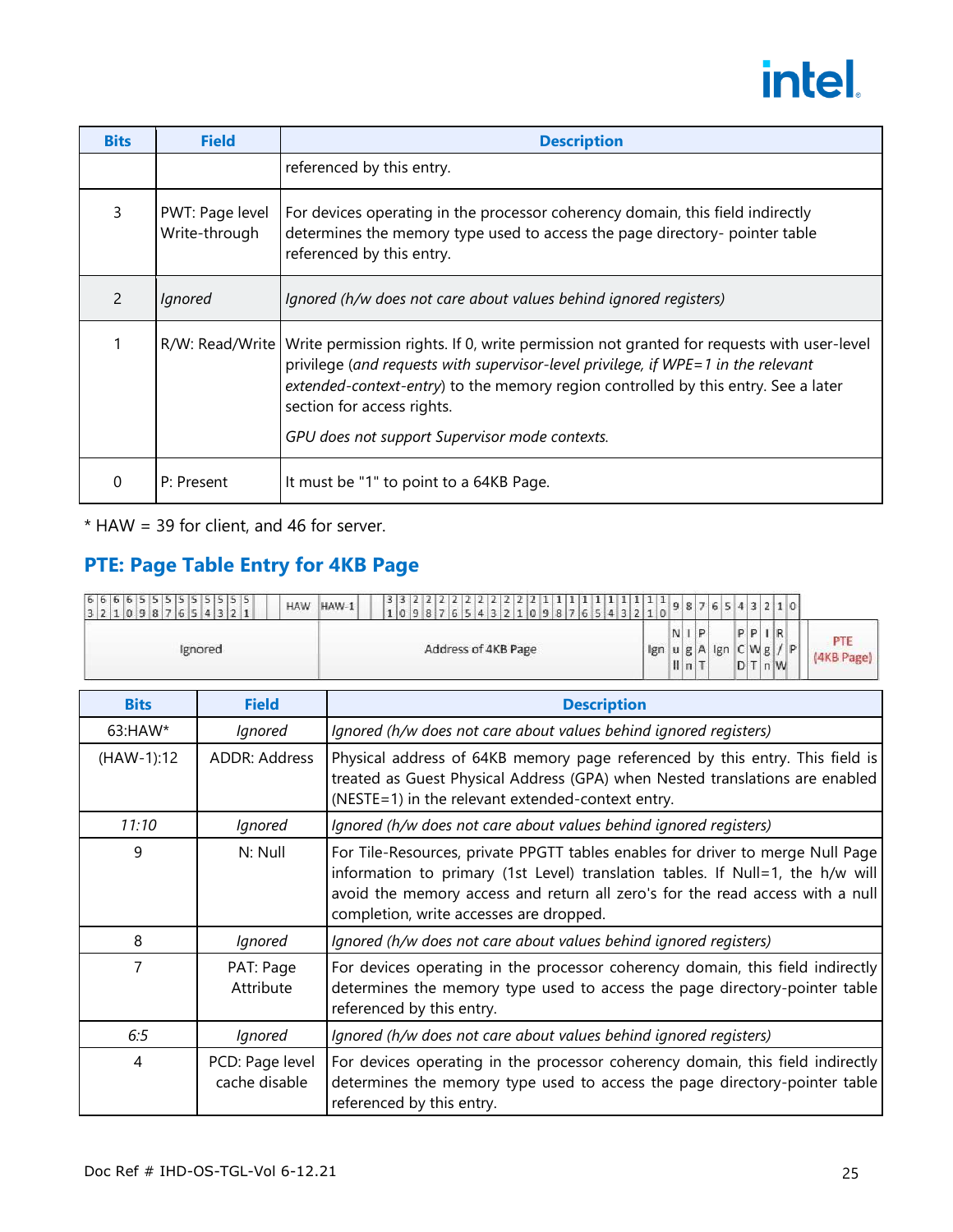| Bits | Field | Description |
|---|---|---|
| | | referenced by this entry. |
| 3 | PWT: Page level Write-through | For devices operating in the processor coherency domain, this field indirectly determines the memory type used to access the page directory- pointer table referenced by this entry. |
| 2 | *Ignored* | *Ignored (h/w does not care about values behind ignored registers)* |
| 1 | R/W: Read/Write | Write permission rights. If 0, write permission not granted for requests with user-level privilege (*and requests with supervisor-level privilege, if WPE=1 in the relevant extended-context-entry*) to the memory region controlled by this entry. See a later section for access rights.<br><br>*GPU does not support Supervisor mode contexts.* |
| 0 | P: Present | It must be "1" to point to a 64KB Page. |

\* HAW = 39 for client, and 46 for server.

## PTE: Page Table Entry for 4KB Page

| 63:HAW | HAW-1:12 | 11:10 | 9 | 8 | 7 | 6:5 | 4 | 3 | 2 | 1 | 0 | |
|---|---|---|---|---|---|---|---|---|---|---|---|---|
| Ignored | Address of 4KB Page | Ign | Null | Ign | PAT | Ign | PCD | PWT | Ign | R/W | P | PTE (4KB Page) |

| Bits | Field | Description |
|---|---|---|
| 63:HAW* | *Ignored* | *Ignored (h/w does not care about values behind ignored registers)* |
| (HAW-1):12 | ADDR: Address | Physical address of 64KB memory page referenced by this entry. This field is treated as Guest Physical Address (GPA) when Nested translations are enabled (NESTE=1) in the relevant extended-context entry. |
| *11:10* | *Ignored* | *Ignored (h/w does not care about values behind ignored registers)* |
| 9 | N: Null | For Tile-Resources, private PPGTT tables enables for driver to merge Null Page information to primary (1st Level) translation tables. If Null=1, the h/w will avoid the memory access and return all zero's for the read access with a null completion, write accesses are dropped. |
| 8 | *Ignored* | *Ignored (h/w does not care about values behind ignored registers)* |
| 7 | PAT: Page Attribute | For devices operating in the processor coherency domain, this field indirectly determines the memory type used to access the page directory-pointer table referenced by this entry. |
| *6:5* | *Ignored* | *Ignored (h/w does not care about values behind ignored registers)* |
| 4 | PCD: Page level cache disable | For devices operating in the processor coherency domain, this field indirectly determines the memory type used to access the page directory-pointer table referenced by this entry. |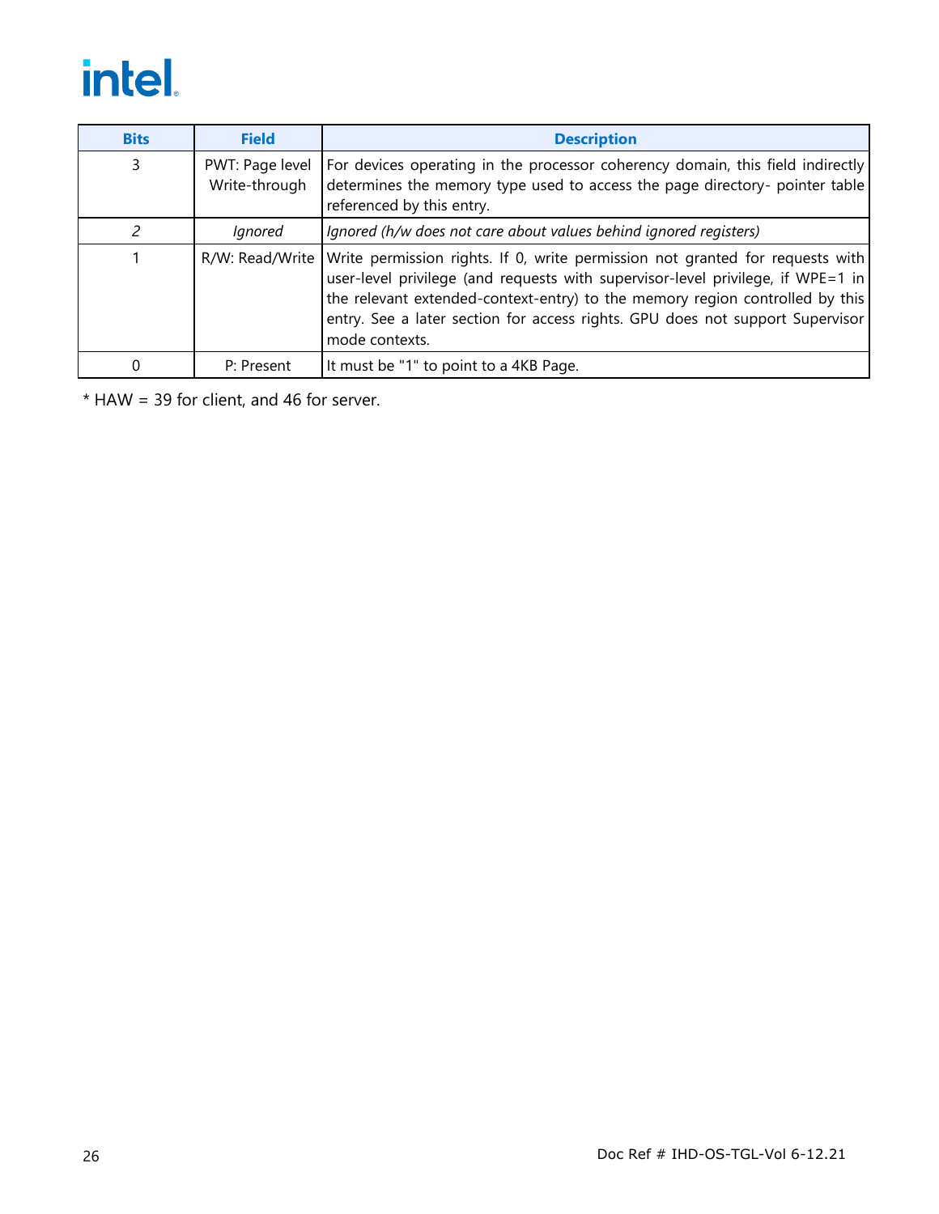| Bits | Field | Description |
|---|---|---|
| 3 | PWT: Page level Write-through | For devices operating in the processor coherency domain, this field indirectly determines the memory type used to access the page directory- pointer table referenced by this entry. |
| *2* | *Ignored* | *Ignored (h/w does not care about values behind ignored registers)* |
| 1 | R/W: Read/Write | Write permission rights. If 0, write permission not granted for requests with user-level privilege (and requests with supervisor-level privilege, if WPE=1 in the relevant extended-context-entry) to the memory region controlled by this entry. See a later section for access rights. GPU does not support Supervisor mode contexts. |
| 0 | P: Present | It must be "1" to point to a 4KB Page. |

* HAW = 39 for client, and 46 for server.